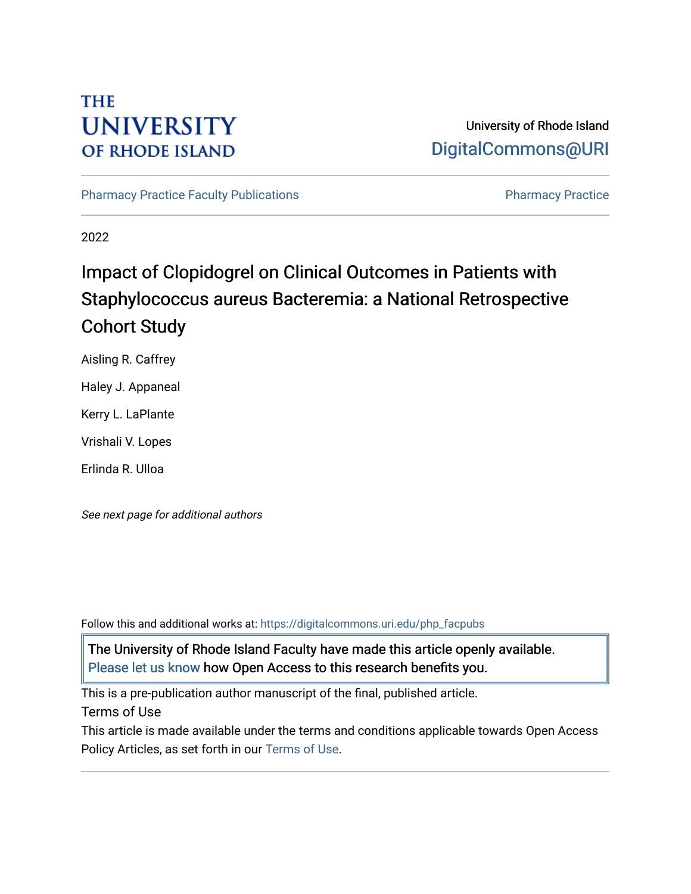THE UNIVERSITY OF RHODE ISLAND

University of Rhode Island
DigitalCommons@URI

Pharmacy Practice Faculty Publications | Pharmacy Practice

2022

# Impact of Clopidogrel on Clinical Outcomes in Patients with Staphylococcus aureus Bacteremia: a National Retrospective Cohort Study

Aisling R. Caffrey

Haley J. Appaneal

Kerry L. LaPlante

Vrishali V. Lopes

Erlinda R. Ulloa

*See next page for additional authors*

Follow this and additional works at: https://digitalcommons.uri.edu/php_facpubs

The University of Rhode Island Faculty have made this article openly available. Please let us know how Open Access to this research benefits you.

This is a pre-publication author manuscript of the final, published article.

Terms of Use

This article is made available under the terms and conditions applicable towards Open Access Policy Articles, as set forth in our Terms of Use.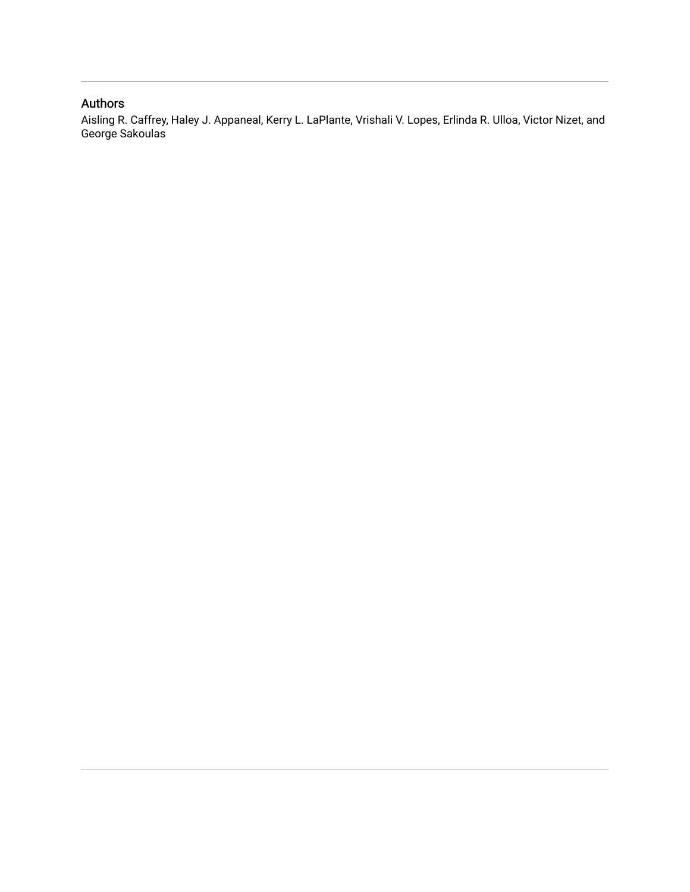## Authors

Aisling R. Caffrey, Haley J. Appaneal, Kerry L. LaPlante, Vrishali V. Lopes, Erlinda R. Ulloa, Victor Nizet, and George Sakoulas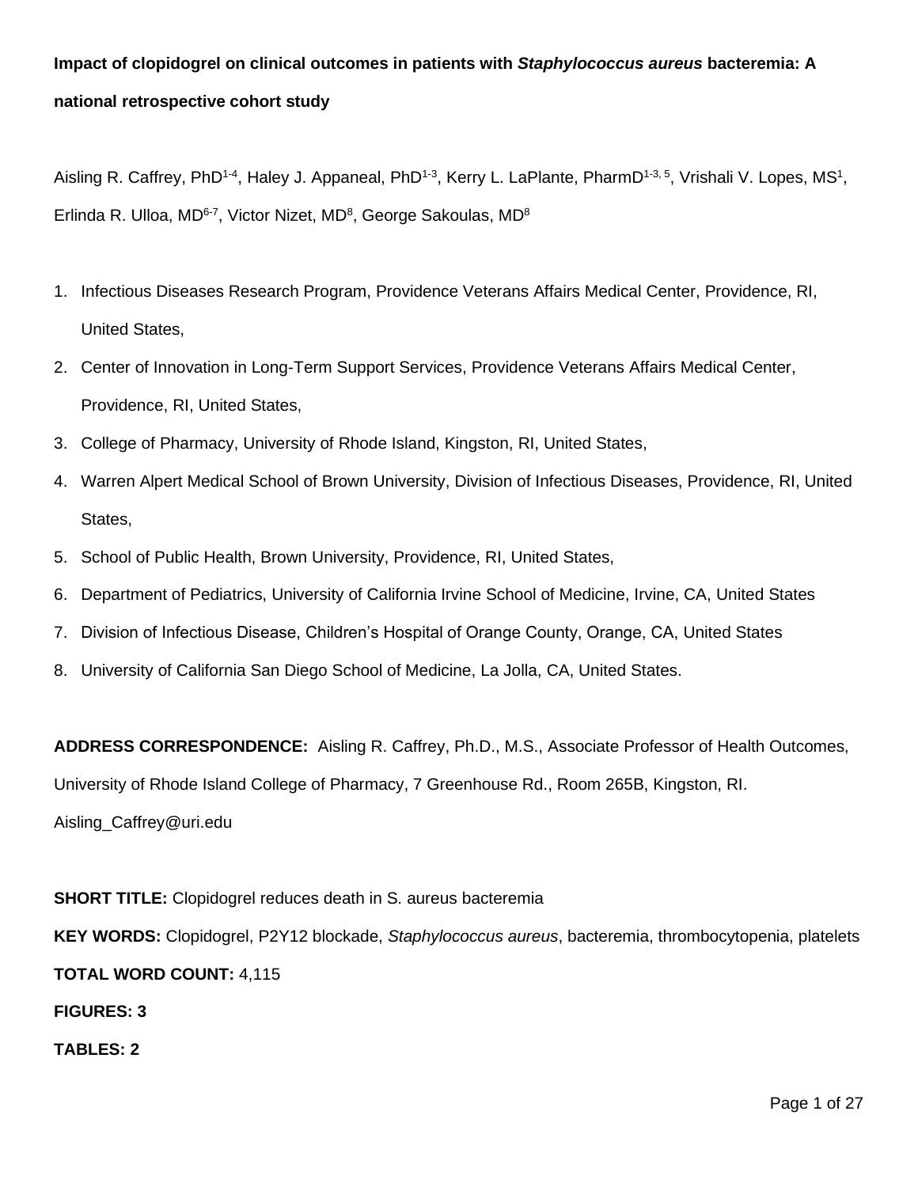**Impact of clopidogrel on clinical outcomes in patients with *Staphylococcus aureus* bacteremia: A national retrospective cohort study**

Aisling R. Caffrey, PhD[1-4], Haley J. Appaneal, PhD[1-3], Kerry L. LaPlante, PharmD[1-3, 5], Vrishali V. Lopes, MS[1], Erlinda R. Ulloa, MD[6-7], Victor Nizet, MD[8], George Sakoulas, MD[8]

1. Infectious Diseases Research Program, Providence Veterans Affairs Medical Center, Providence, RI, United States,
2. Center of Innovation in Long-Term Support Services, Providence Veterans Affairs Medical Center, Providence, RI, United States,
3. College of Pharmacy, University of Rhode Island, Kingston, RI, United States,
4. Warren Alpert Medical School of Brown University, Division of Infectious Diseases, Providence, RI, United States,
5. School of Public Health, Brown University, Providence, RI, United States,
6. Department of Pediatrics, University of California Irvine School of Medicine, Irvine, CA, United States
7. Division of Infectious Disease, Children's Hospital of Orange County, Orange, CA, United States
8. University of California San Diego School of Medicine, La Jolla, CA, United States.

**ADDRESS CORRESPONDENCE:** Aisling R. Caffrey, Ph.D., M.S., Associate Professor of Health Outcomes, University of Rhode Island College of Pharmacy, 7 Greenhouse Rd., Room 265B, Kingston, RI. Aisling_Caffrey@uri.edu

**SHORT TITLE:** Clopidogrel reduces death in S. aureus bacteremia

**KEY WORDS:** Clopidogrel, P2Y12 blockade, *Staphylococcus aureus*, bacteremia, thrombocytopenia, platelets

**TOTAL WORD COUNT:** 4,115

**FIGURES: 3**

**TABLES: 2**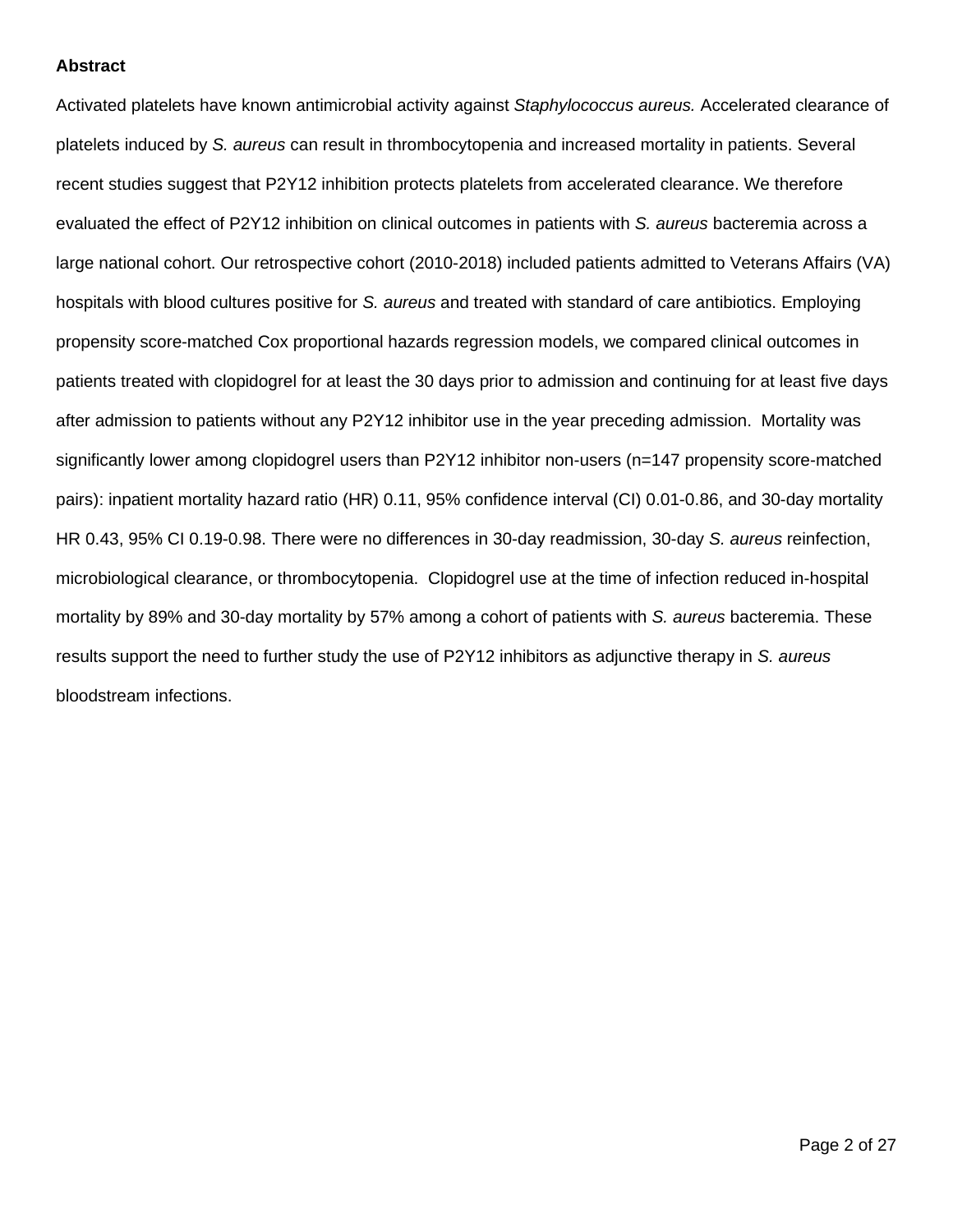**Abstract**

Activated platelets have known antimicrobial activity against *Staphylococcus aureus.* Accelerated clearance of platelets induced by *S. aureus* can result in thrombocytopenia and increased mortality in patients. Several recent studies suggest that P2Y12 inhibition protects platelets from accelerated clearance. We therefore evaluated the effect of P2Y12 inhibition on clinical outcomes in patients with *S. aureus* bacteremia across a large national cohort. Our retrospective cohort (2010-2018) included patients admitted to Veterans Affairs (VA) hospitals with blood cultures positive for *S. aureus* and treated with standard of care antibiotics. Employing propensity score-matched Cox proportional hazards regression models, we compared clinical outcomes in patients treated with clopidogrel for at least the 30 days prior to admission and continuing for at least five days after admission to patients without any P2Y12 inhibitor use in the year preceding admission. Mortality was significantly lower among clopidogrel users than P2Y12 inhibitor non-users (n=147 propensity score-matched pairs): inpatient mortality hazard ratio (HR) 0.11, 95% confidence interval (CI) 0.01-0.86, and 30-day mortality HR 0.43, 95% CI 0.19-0.98. There were no differences in 30-day readmission, 30-day *S. aureus* reinfection, microbiological clearance, or thrombocytopenia. Clopidogrel use at the time of infection reduced in-hospital mortality by 89% and 30-day mortality by 57% among a cohort of patients with *S. aureus* bacteremia. These results support the need to further study the use of P2Y12 inhibitors as adjunctive therapy in *S. aureus* bloodstream infections.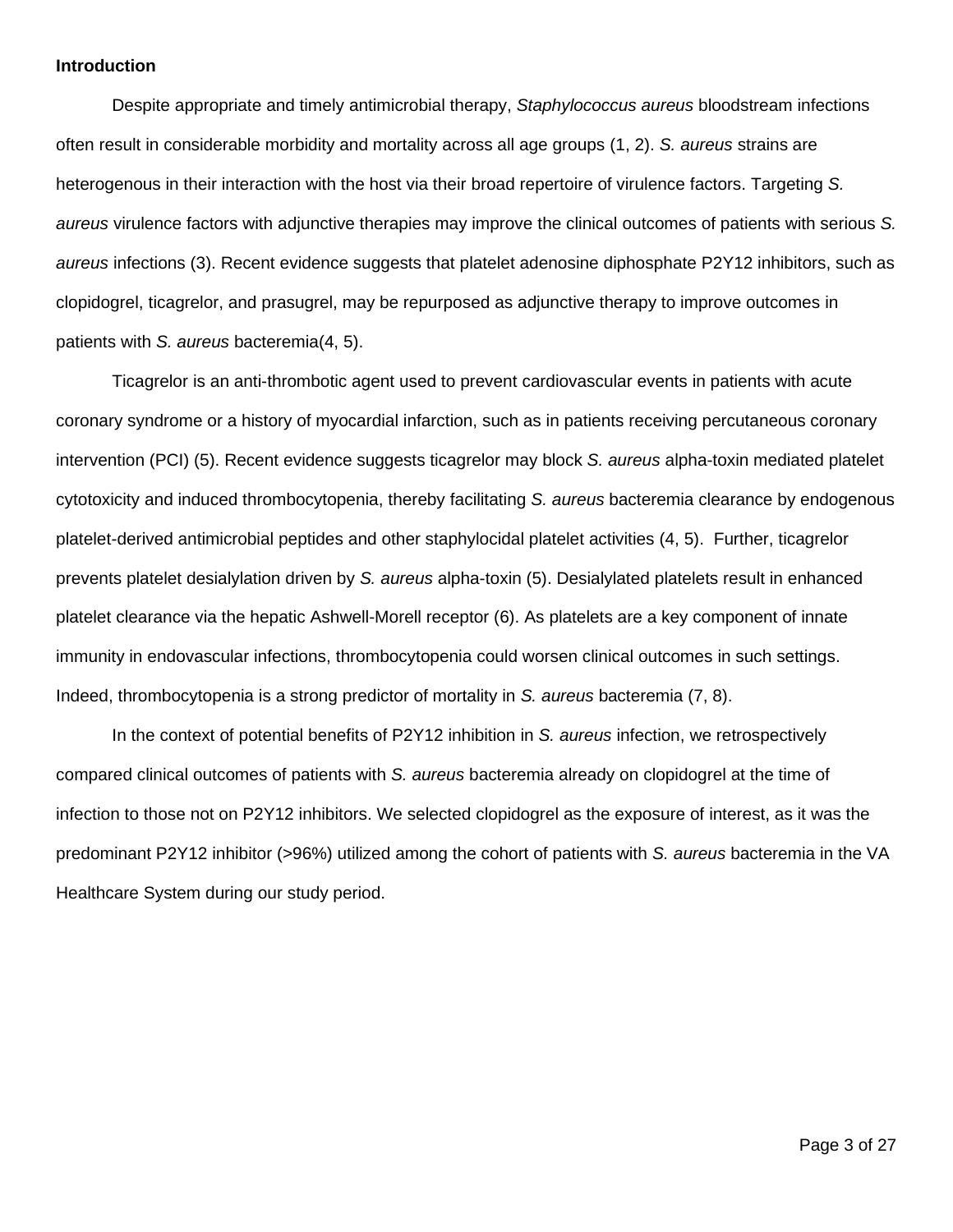**Introduction**

Despite appropriate and timely antimicrobial therapy, *Staphylococcus aureus* bloodstream infections often result in considerable morbidity and mortality across all age groups (1, 2). *S. aureus* strains are heterogenous in their interaction with the host via their broad repertoire of virulence factors. Targeting *S. aureus* virulence factors with adjunctive therapies may improve the clinical outcomes of patients with serious *S. aureus* infections (3). Recent evidence suggests that platelet adenosine diphosphate P2Y12 inhibitors, such as clopidogrel, ticagrelor, and prasugrel, may be repurposed as adjunctive therapy to improve outcomes in patients with *S. aureus* bacteremia(4, 5).

Ticagrelor is an anti-thrombotic agent used to prevent cardiovascular events in patients with acute coronary syndrome or a history of myocardial infarction, such as in patients receiving percutaneous coronary intervention (PCI) (5). Recent evidence suggests ticagrelor may block *S. aureus* alpha-toxin mediated platelet cytotoxicity and induced thrombocytopenia, thereby facilitating *S. aureus* bacteremia clearance by endogenous platelet-derived antimicrobial peptides and other staphylocidal platelet activities (4, 5). Further, ticagrelor prevents platelet desialylation driven by *S. aureus* alpha-toxin (5). Desialylated platelets result in enhanced platelet clearance via the hepatic Ashwell-Morell receptor (6). As platelets are a key component of innate immunity in endovascular infections, thrombocytopenia could worsen clinical outcomes in such settings. Indeed, thrombocytopenia is a strong predictor of mortality in *S. aureus* bacteremia (7, 8).

In the context of potential benefits of P2Y12 inhibition in *S. aureus* infection, we retrospectively compared clinical outcomes of patients with *S. aureus* bacteremia already on clopidogrel at the time of infection to those not on P2Y12 inhibitors. We selected clopidogrel as the exposure of interest, as it was the predominant P2Y12 inhibitor (>96%) utilized among the cohort of patients with *S. aureus* bacteremia in the VA Healthcare System during our study period.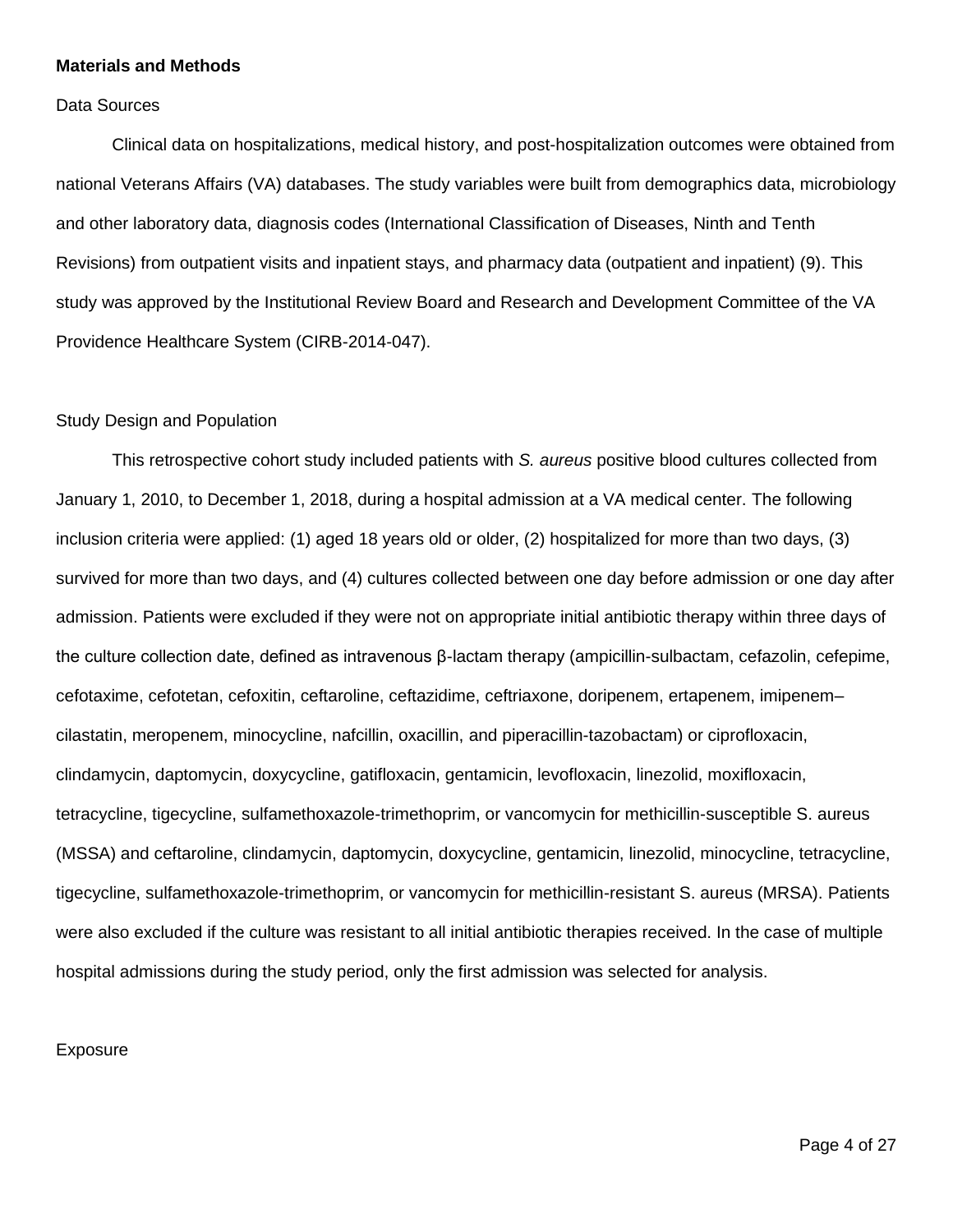## Materials and Methods

### Data Sources

Clinical data on hospitalizations, medical history, and post-hospitalization outcomes were obtained from national Veterans Affairs (VA) databases. The study variables were built from demographics data, microbiology and other laboratory data, diagnosis codes (International Classification of Diseases, Ninth and Tenth Revisions) from outpatient visits and inpatient stays, and pharmacy data (outpatient and inpatient) (9). This study was approved by the Institutional Review Board and Research and Development Committee of the VA Providence Healthcare System (CIRB-2014-047).

### Study Design and Population

This retrospective cohort study included patients with *S. aureus* positive blood cultures collected from January 1, 2010, to December 1, 2018, during a hospital admission at a VA medical center. The following inclusion criteria were applied: (1) aged 18 years old or older, (2) hospitalized for more than two days, (3) survived for more than two days, and (4) cultures collected between one day before admission or one day after admission. Patients were excluded if they were not on appropriate initial antibiotic therapy within three days of the culture collection date, defined as intravenous β-lactam therapy (ampicillin-sulbactam, cefazolin, cefepime, cefotaxime, cefotetan, cefoxitin, ceftaroline, ceftazidime, ceftriaxone, doripenem, ertapenem, imipenem–cilastatin, meropenem, minocycline, nafcillin, oxacillin, and piperacillin-tazobactam) or ciprofloxacin, clindamycin, daptomycin, doxycycline, gatifloxacin, gentamicin, levofloxacin, linezolid, moxifloxacin, tetracycline, tigecycline, sulfamethoxazole-trimethoprim, or vancomycin for methicillin-susceptible S. aureus (MSSA) and ceftaroline, clindamycin, daptomycin, doxycycline, gentamicin, linezolid, minocycline, tetracycline, tigecycline, sulfamethoxazole-trimethoprim, or vancomycin for methicillin-resistant S. aureus (MRSA). Patients were also excluded if the culture was resistant to all initial antibiotic therapies received. In the case of multiple hospital admissions during the study period, only the first admission was selected for analysis.

### Exposure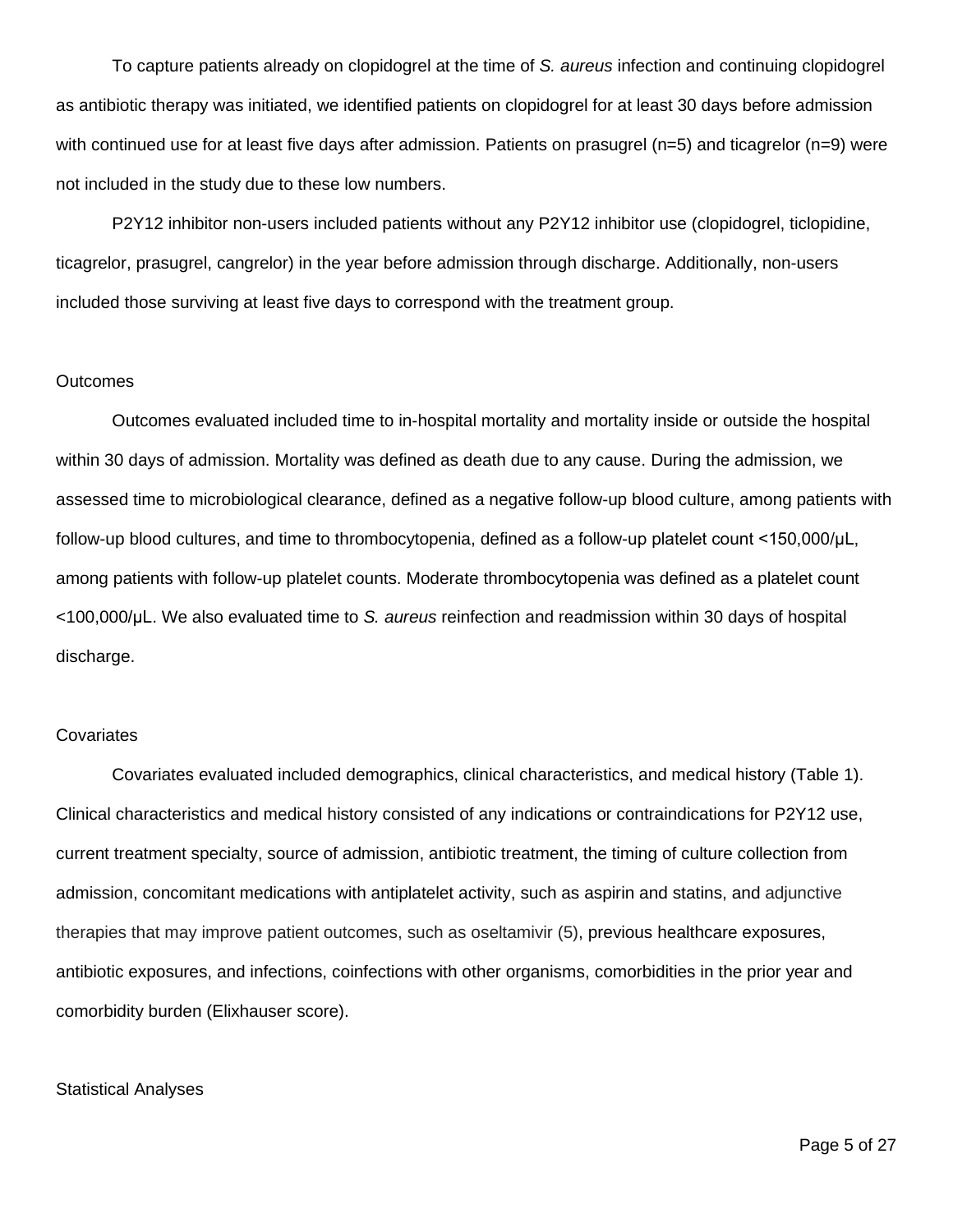To capture patients already on clopidogrel at the time of *S. aureus* infection and continuing clopidogrel as antibiotic therapy was initiated, we identified patients on clopidogrel for at least 30 days before admission with continued use for at least five days after admission. Patients on prasugrel (n=5) and ticagrelor (n=9) were not included in the study due to these low numbers.

P2Y12 inhibitor non-users included patients without any P2Y12 inhibitor use (clopidogrel, ticlopidine, ticagrelor, prasugrel, cangrelor) in the year before admission through discharge. Additionally, non-users included those surviving at least five days to correspond with the treatment group.

## Outcomes

Outcomes evaluated included time to in-hospital mortality and mortality inside or outside the hospital within 30 days of admission. Mortality was defined as death due to any cause. During the admission, we assessed time to microbiological clearance, defined as a negative follow-up blood culture, among patients with follow-up blood cultures, and time to thrombocytopenia, defined as a follow-up platelet count <150,000/μL, among patients with follow-up platelet counts. Moderate thrombocytopenia was defined as a platelet count <100,000/μL. We also evaluated time to *S. aureus* reinfection and readmission within 30 days of hospital discharge.

## Covariates

Covariates evaluated included demographics, clinical characteristics, and medical history (Table 1). Clinical characteristics and medical history consisted of any indications or contraindications for P2Y12 use, current treatment specialty, source of admission, antibiotic treatment, the timing of culture collection from admission, concomitant medications with antiplatelet activity, such as aspirin and statins, and adjunctive therapies that may improve patient outcomes, such as oseltamivir (5), previous healthcare exposures, antibiotic exposures, and infections, coinfections with other organisms, comorbidities in the prior year and comorbidity burden (Elixhauser score).

## Statistical Analyses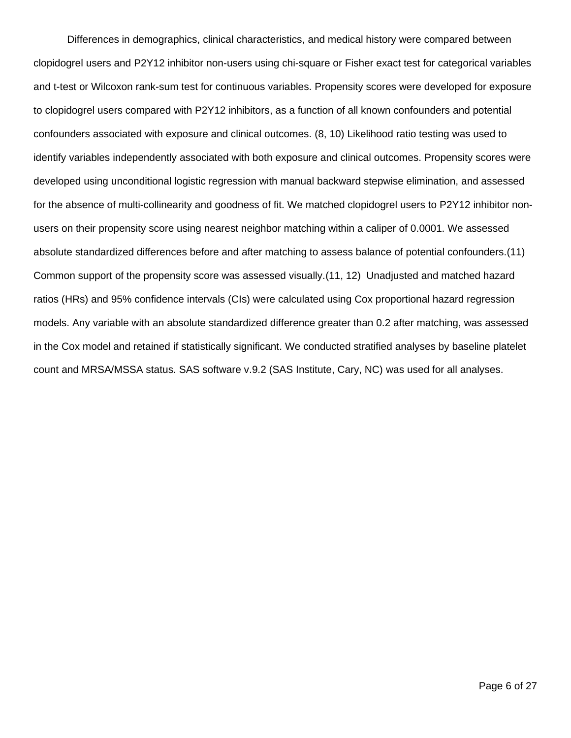Differences in demographics, clinical characteristics, and medical history were compared between clopidogrel users and P2Y12 inhibitor non-users using chi-square or Fisher exact test for categorical variables and t-test or Wilcoxon rank-sum test for continuous variables. Propensity scores were developed for exposure to clopidogrel users compared with P2Y12 inhibitors, as a function of all known confounders and potential confounders associated with exposure and clinical outcomes. (8, 10) Likelihood ratio testing was used to identify variables independently associated with both exposure and clinical outcomes. Propensity scores were developed using unconditional logistic regression with manual backward stepwise elimination, and assessed for the absence of multi-collinearity and goodness of fit. We matched clopidogrel users to P2Y12 inhibitor non-users on their propensity score using nearest neighbor matching within a caliper of 0.0001. We assessed absolute standardized differences before and after matching to assess balance of potential confounders.(11) Common support of the propensity score was assessed visually.(11, 12) Unadjusted and matched hazard ratios (HRs) and 95% confidence intervals (CIs) were calculated using Cox proportional hazard regression models. Any variable with an absolute standardized difference greater than 0.2 after matching, was assessed in the Cox model and retained if statistically significant. We conducted stratified analyses by baseline platelet count and MRSA/MSSA status. SAS software v.9.2 (SAS Institute, Cary, NC) was used for all analyses.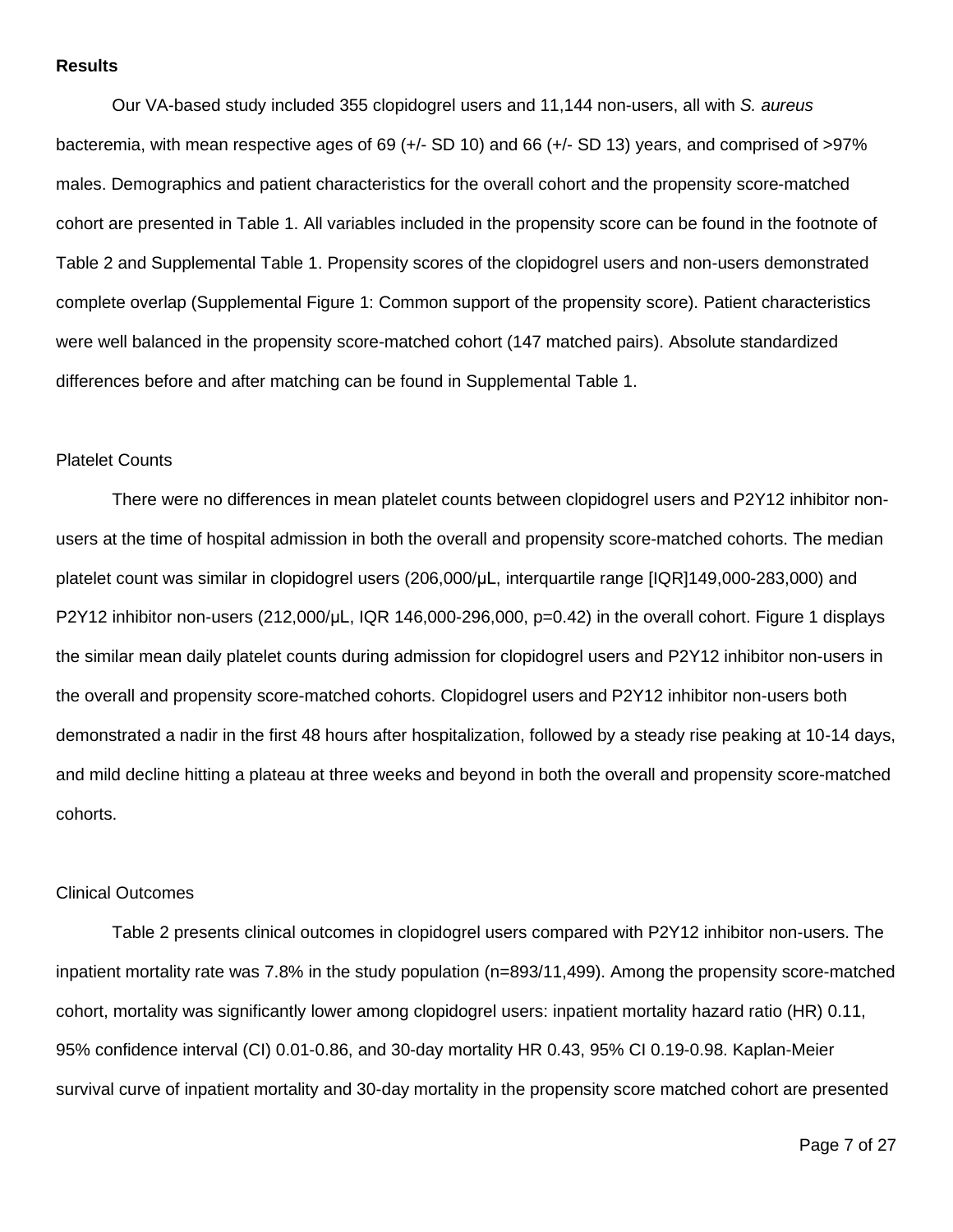## Results

Our VA-based study included 355 clopidogrel users and 11,144 non-users, all with *S. aureus* bacteremia, with mean respective ages of 69 (+/- SD 10) and 66 (+/- SD 13) years, and comprised of >97% males. Demographics and patient characteristics for the overall cohort and the propensity score-matched cohort are presented in Table 1. All variables included in the propensity score can be found in the footnote of Table 2 and Supplemental Table 1. Propensity scores of the clopidogrel users and non-users demonstrated complete overlap (Supplemental Figure 1: Common support of the propensity score). Patient characteristics were well balanced in the propensity score-matched cohort (147 matched pairs). Absolute standardized differences before and after matching can be found in Supplemental Table 1.

### Platelet Counts

There were no differences in mean platelet counts between clopidogrel users and P2Y12 inhibitor non-users at the time of hospital admission in both the overall and propensity score-matched cohorts. The median platelet count was similar in clopidogrel users (206,000/μL, interquartile range [IQR]149,000-283,000) and P2Y12 inhibitor non-users (212,000/μL, IQR 146,000-296,000, p=0.42) in the overall cohort. Figure 1 displays the similar mean daily platelet counts during admission for clopidogrel users and P2Y12 inhibitor non-users in the overall and propensity score-matched cohorts. Clopidogrel users and P2Y12 inhibitor non-users both demonstrated a nadir in the first 48 hours after hospitalization, followed by a steady rise peaking at 10-14 days, and mild decline hitting a plateau at three weeks and beyond in both the overall and propensity score-matched cohorts.

### Clinical Outcomes

Table 2 presents clinical outcomes in clopidogrel users compared with P2Y12 inhibitor non-users. The inpatient mortality rate was 7.8% in the study population (n=893/11,499). Among the propensity score-matched cohort, mortality was significantly lower among clopidogrel users: inpatient mortality hazard ratio (HR) 0.11, 95% confidence interval (CI) 0.01-0.86, and 30-day mortality HR 0.43, 95% CI 0.19-0.98. Kaplan-Meier survival curve of inpatient mortality and 30-day mortality in the propensity score matched cohort are presented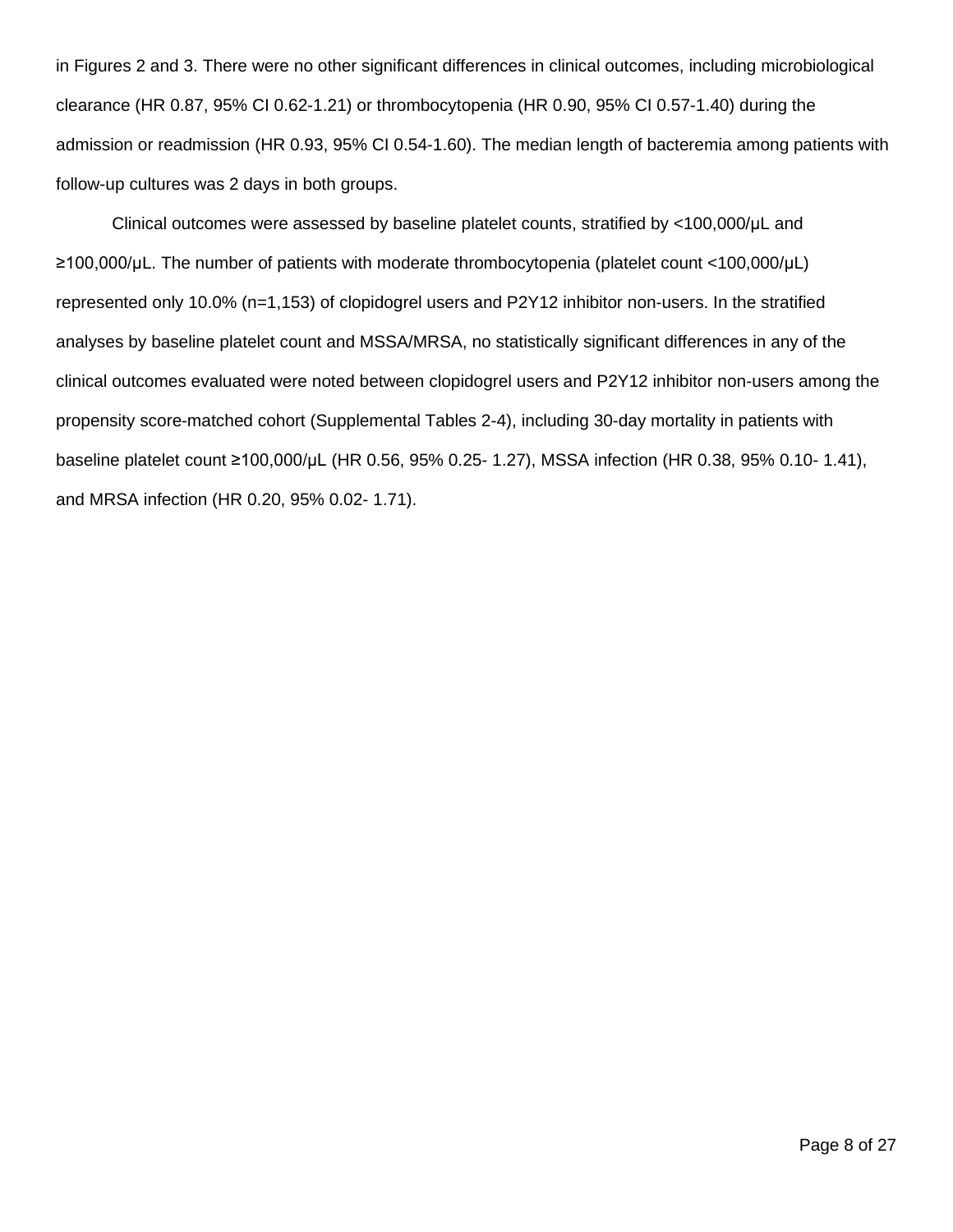in Figures 2 and 3. There were no other significant differences in clinical outcomes, including microbiological clearance (HR 0.87, 95% CI 0.62-1.21) or thrombocytopenia (HR 0.90, 95% CI 0.57-1.40) during the admission or readmission (HR 0.93, 95% CI 0.54-1.60). The median length of bacteremia among patients with follow-up cultures was 2 days in both groups.

Clinical outcomes were assessed by baseline platelet counts, stratified by <100,000/μL and ≥100,000/μL. The number of patients with moderate thrombocytopenia (platelet count <100,000/μL) represented only 10.0% (n=1,153) of clopidogrel users and P2Y12 inhibitor non-users. In the stratified analyses by baseline platelet count and MSSA/MRSA, no statistically significant differences in any of the clinical outcomes evaluated were noted between clopidogrel users and P2Y12 inhibitor non-users among the propensity score-matched cohort (Supplemental Tables 2-4), including 30-day mortality in patients with baseline platelet count ≥100,000/μL (HR 0.56, 95% 0.25- 1.27), MSSA infection (HR 0.38, 95% 0.10- 1.41), and MRSA infection (HR 0.20, 95% 0.02- 1.71).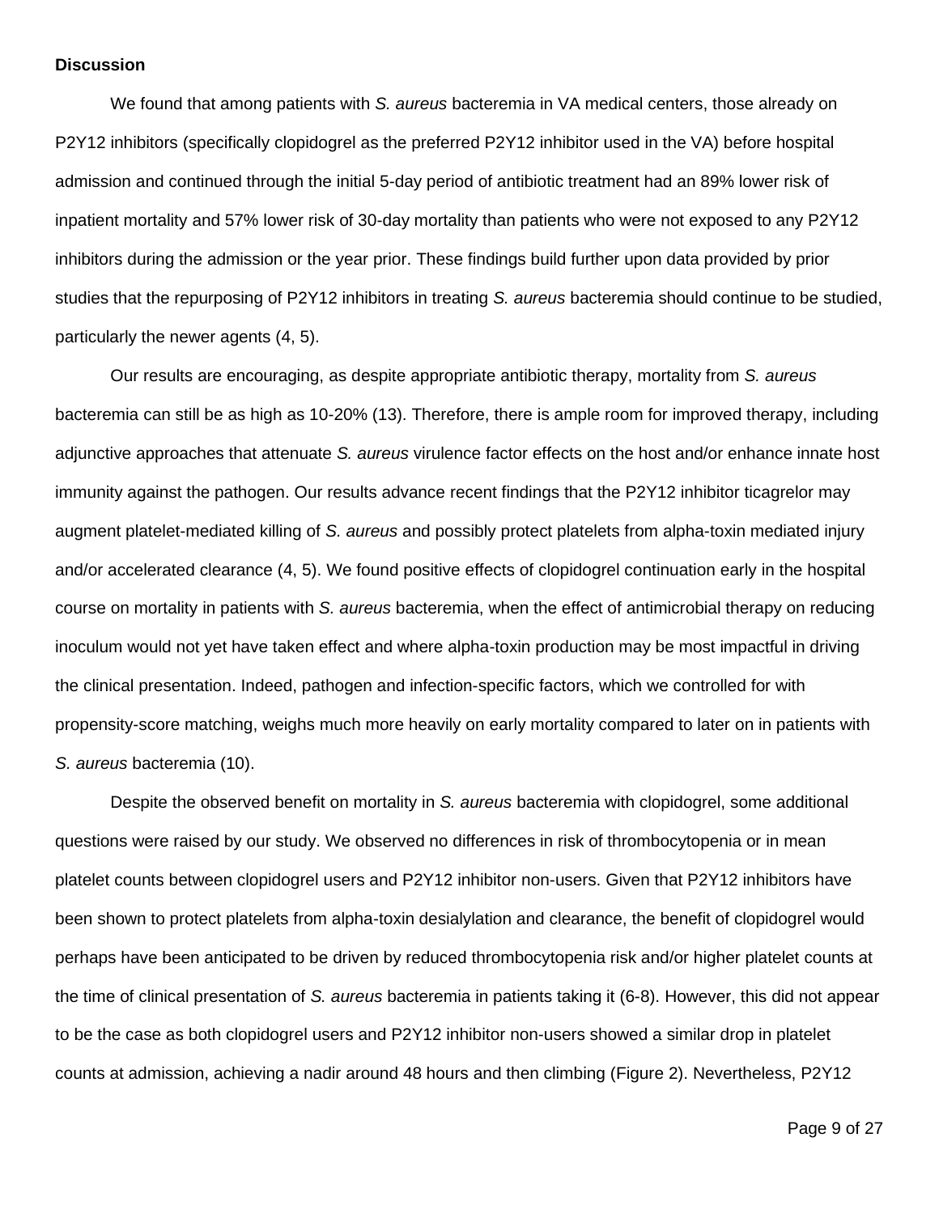**Discussion**

We found that among patients with *S. aureus* bacteremia in VA medical centers, those already on P2Y12 inhibitors (specifically clopidogrel as the preferred P2Y12 inhibitor used in the VA) before hospital admission and continued through the initial 5-day period of antibiotic treatment had an 89% lower risk of inpatient mortality and 57% lower risk of 30-day mortality than patients who were not exposed to any P2Y12 inhibitors during the admission or the year prior. These findings build further upon data provided by prior studies that the repurposing of P2Y12 inhibitors in treating *S. aureus* bacteremia should continue to be studied, particularly the newer agents (4, 5).

Our results are encouraging, as despite appropriate antibiotic therapy, mortality from *S. aureus* bacteremia can still be as high as 10-20% (13). Therefore, there is ample room for improved therapy, including adjunctive approaches that attenuate *S. aureus* virulence factor effects on the host and/or enhance innate host immunity against the pathogen. Our results advance recent findings that the P2Y12 inhibitor ticagrelor may augment platelet-mediated killing of *S. aureus* and possibly protect platelets from alpha-toxin mediated injury and/or accelerated clearance (4, 5). We found positive effects of clopidogrel continuation early in the hospital course on mortality in patients with *S. aureus* bacteremia, when the effect of antimicrobial therapy on reducing inoculum would not yet have taken effect and where alpha-toxin production may be most impactful in driving the clinical presentation. Indeed, pathogen and infection-specific factors, which we controlled for with propensity-score matching, weighs much more heavily on early mortality compared to later on in patients with *S. aureus* bacteremia (10).

Despite the observed benefit on mortality in *S. aureus* bacteremia with clopidogrel, some additional questions were raised by our study. We observed no differences in risk of thrombocytopenia or in mean platelet counts between clopidogrel users and P2Y12 inhibitor non-users. Given that P2Y12 inhibitors have been shown to protect platelets from alpha-toxin desialylation and clearance, the benefit of clopidogrel would perhaps have been anticipated to be driven by reduced thrombocytopenia risk and/or higher platelet counts at the time of clinical presentation of *S. aureus* bacteremia in patients taking it (6-8). However, this did not appear to be the case as both clopidogrel users and P2Y12 inhibitor non-users showed a similar drop in platelet counts at admission, achieving a nadir around 48 hours and then climbing (Figure 2). Nevertheless, P2Y12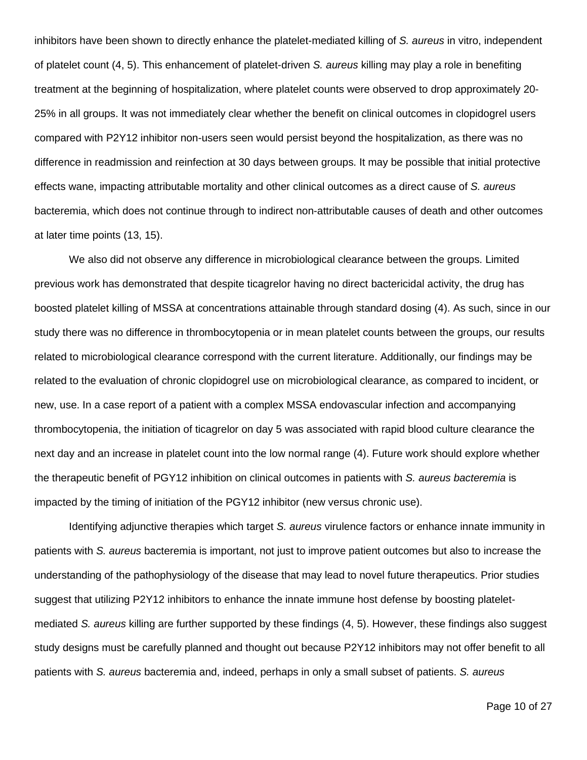inhibitors have been shown to directly enhance the platelet-mediated killing of *S. aureus* in vitro, independent of platelet count (4, 5). This enhancement of platelet-driven *S. aureus* killing may play a role in benefiting treatment at the beginning of hospitalization, where platelet counts were observed to drop approximately 20-25% in all groups. It was not immediately clear whether the benefit on clinical outcomes in clopidogrel users compared with P2Y12 inhibitor non-users seen would persist beyond the hospitalization, as there was no difference in readmission and reinfection at 30 days between groups. It may be possible that initial protective effects wane, impacting attributable mortality and other clinical outcomes as a direct cause of *S. aureus* bacteremia, which does not continue through to indirect non-attributable causes of death and other outcomes at later time points (13, 15).

We also did not observe any difference in microbiological clearance between the groups. Limited previous work has demonstrated that despite ticagrelor having no direct bactericidal activity, the drug has boosted platelet killing of MSSA at concentrations attainable through standard dosing (4). As such, since in our study there was no difference in thrombocytopenia or in mean platelet counts between the groups, our results related to microbiological clearance correspond with the current literature. Additionally, our findings may be related to the evaluation of chronic clopidogrel use on microbiological clearance, as compared to incident, or new, use. In a case report of a patient with a complex MSSA endovascular infection and accompanying thrombocytopenia, the initiation of ticagrelor on day 5 was associated with rapid blood culture clearance the next day and an increase in platelet count into the low normal range (4). Future work should explore whether the therapeutic benefit of PGY12 inhibition on clinical outcomes in patients with *S. aureus bacteremia* is impacted by the timing of initiation of the PGY12 inhibitor (new versus chronic use).

Identifying adjunctive therapies which target *S. aureus* virulence factors or enhance innate immunity in patients with *S. aureus* bacteremia is important, not just to improve patient outcomes but also to increase the understanding of the pathophysiology of the disease that may lead to novel future therapeutics. Prior studies suggest that utilizing P2Y12 inhibitors to enhance the innate immune host defense by boosting platelet-mediated *S. aureus* killing are further supported by these findings (4, 5). However, these findings also suggest study designs must be carefully planned and thought out because P2Y12 inhibitors may not offer benefit to all patients with *S. aureus* bacteremia and, indeed, perhaps in only a small subset of patients. *S. aureus*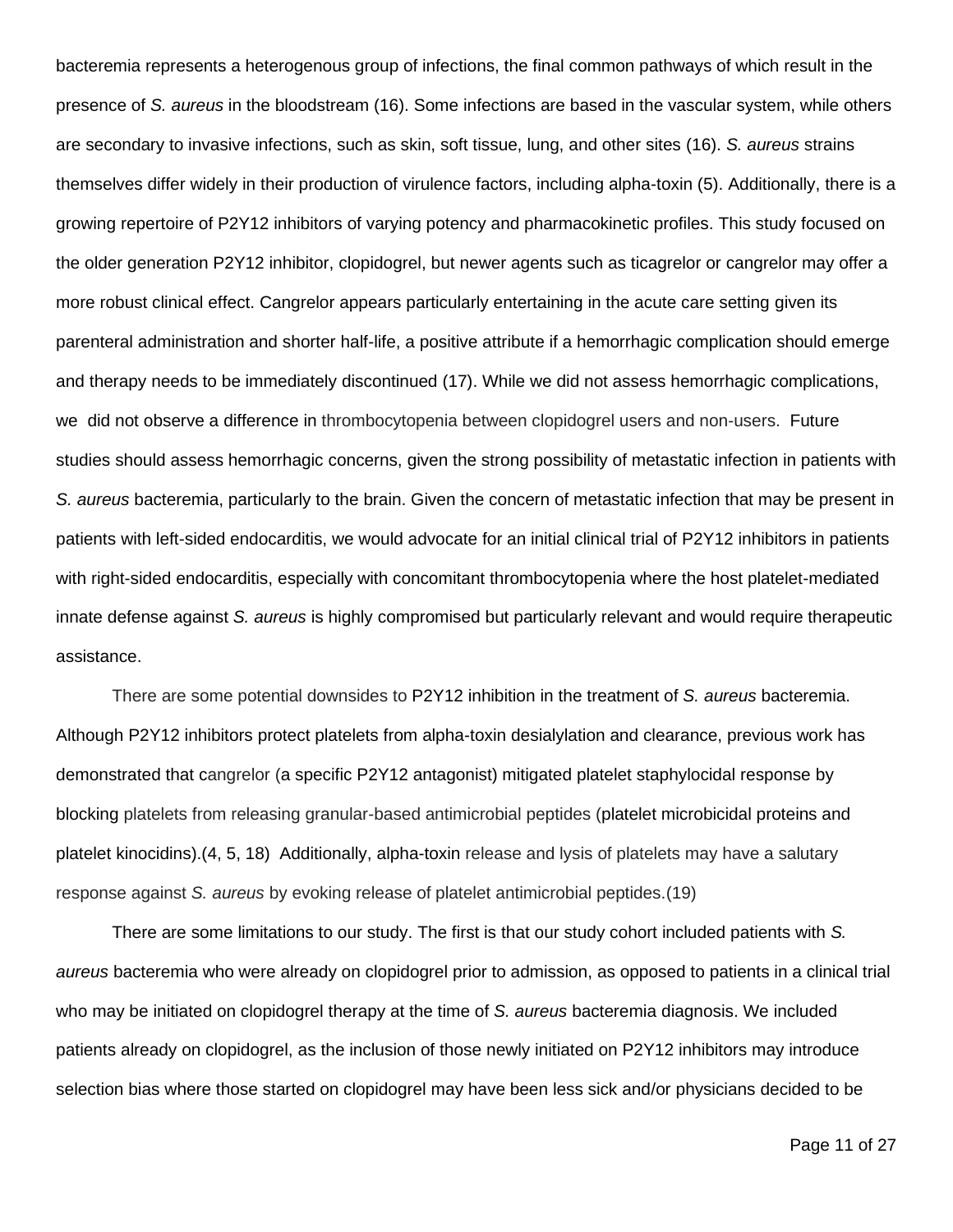bacteremia represents a heterogenous group of infections, the final common pathways of which result in the presence of *S. aureus* in the bloodstream (16). Some infections are based in the vascular system, while others are secondary to invasive infections, such as skin, soft tissue, lung, and other sites (16). *S. aureus* strains themselves differ widely in their production of virulence factors, including alpha-toxin (5). Additionally, there is a growing repertoire of P2Y12 inhibitors of varying potency and pharmacokinetic profiles. This study focused on the older generation P2Y12 inhibitor, clopidogrel, but newer agents such as ticagrelor or cangrelor may offer a more robust clinical effect. Cangrelor appears particularly entertaining in the acute care setting given its parenteral administration and shorter half-life, a positive attribute if a hemorrhagic complication should emerge and therapy needs to be immediately discontinued (17). While we did not assess hemorrhagic complications, we did not observe a difference in thrombocytopenia between clopidogrel users and non-users. Future studies should assess hemorrhagic concerns, given the strong possibility of metastatic infection in patients with *S. aureus* bacteremia, particularly to the brain. Given the concern of metastatic infection that may be present in patients with left-sided endocarditis, we would advocate for an initial clinical trial of P2Y12 inhibitors in patients with right-sided endocarditis, especially with concomitant thrombocytopenia where the host platelet-mediated innate defense against *S. aureus* is highly compromised but particularly relevant and would require therapeutic assistance.

There are some potential downsides to P2Y12 inhibition in the treatment of *S. aureus* bacteremia. Although P2Y12 inhibitors protect platelets from alpha-toxin desialylation and clearance, previous work has demonstrated that cangrelor (a specific P2Y12 antagonist) mitigated platelet staphylocidal response by blocking platelets from releasing granular-based antimicrobial peptides (platelet microbicidal proteins and platelet kinocidins).(4, 5, 18) Additionally, alpha-toxin release and lysis of platelets may have a salutary response against *S. aureus* by evoking release of platelet antimicrobial peptides.(19)

There are some limitations to our study. The first is that our study cohort included patients with *S. aureus* bacteremia who were already on clopidogrel prior to admission, as opposed to patients in a clinical trial who may be initiated on clopidogrel therapy at the time of *S. aureus* bacteremia diagnosis. We included patients already on clopidogrel, as the inclusion of those newly initiated on P2Y12 inhibitors may introduce selection bias where those started on clopidogrel may have been less sick and/or physicians decided to be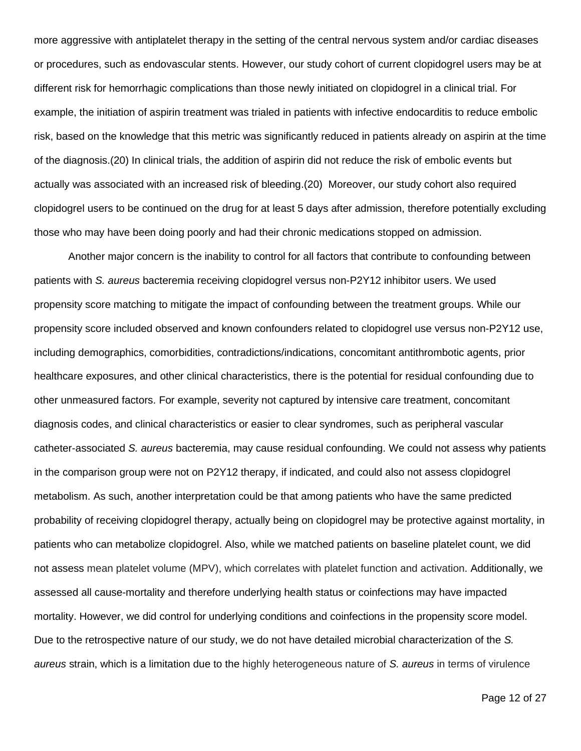more aggressive with antiplatelet therapy in the setting of the central nervous system and/or cardiac diseases or procedures, such as endovascular stents. However, our study cohort of current clopidogrel users may be at different risk for hemorrhagic complications than those newly initiated on clopidogrel in a clinical trial. For example, the initiation of aspirin treatment was trialed in patients with infective endocarditis to reduce embolic risk, based on the knowledge that this metric was significantly reduced in patients already on aspirin at the time of the diagnosis.(20) In clinical trials, the addition of aspirin did not reduce the risk of embolic events but actually was associated with an increased risk of bleeding.(20) Moreover, our study cohort also required clopidogrel users to be continued on the drug for at least 5 days after admission, therefore potentially excluding those who may have been doing poorly and had their chronic medications stopped on admission.

Another major concern is the inability to control for all factors that contribute to confounding between patients with *S. aureus* bacteremia receiving clopidogrel versus non-P2Y12 inhibitor users. We used propensity score matching to mitigate the impact of confounding between the treatment groups. While our propensity score included observed and known confounders related to clopidogrel use versus non-P2Y12 use, including demographics, comorbidities, contradictions/indications, concomitant antithrombotic agents, prior healthcare exposures, and other clinical characteristics, there is the potential for residual confounding due to other unmeasured factors. For example, severity not captured by intensive care treatment, concomitant diagnosis codes, and clinical characteristics or easier to clear syndromes, such as peripheral vascular catheter-associated *S. aureus* bacteremia, may cause residual confounding. We could not assess why patients in the comparison group were not on P2Y12 therapy, if indicated, and could also not assess clopidogrel metabolism. As such, another interpretation could be that among patients who have the same predicted probability of receiving clopidogrel therapy, actually being on clopidogrel may be protective against mortality, in patients who can metabolize clopidogrel. Also, while we matched patients on baseline platelet count, we did not assess mean platelet volume (MPV), which correlates with platelet function and activation. Additionally, we assessed all cause-mortality and therefore underlying health status or coinfections may have impacted mortality. However, we did control for underlying conditions and coinfections in the propensity score model. Due to the retrospective nature of our study, we do not have detailed microbial characterization of the *S. aureus* strain, which is a limitation due to the highly heterogeneous nature of *S. aureus* in terms of virulence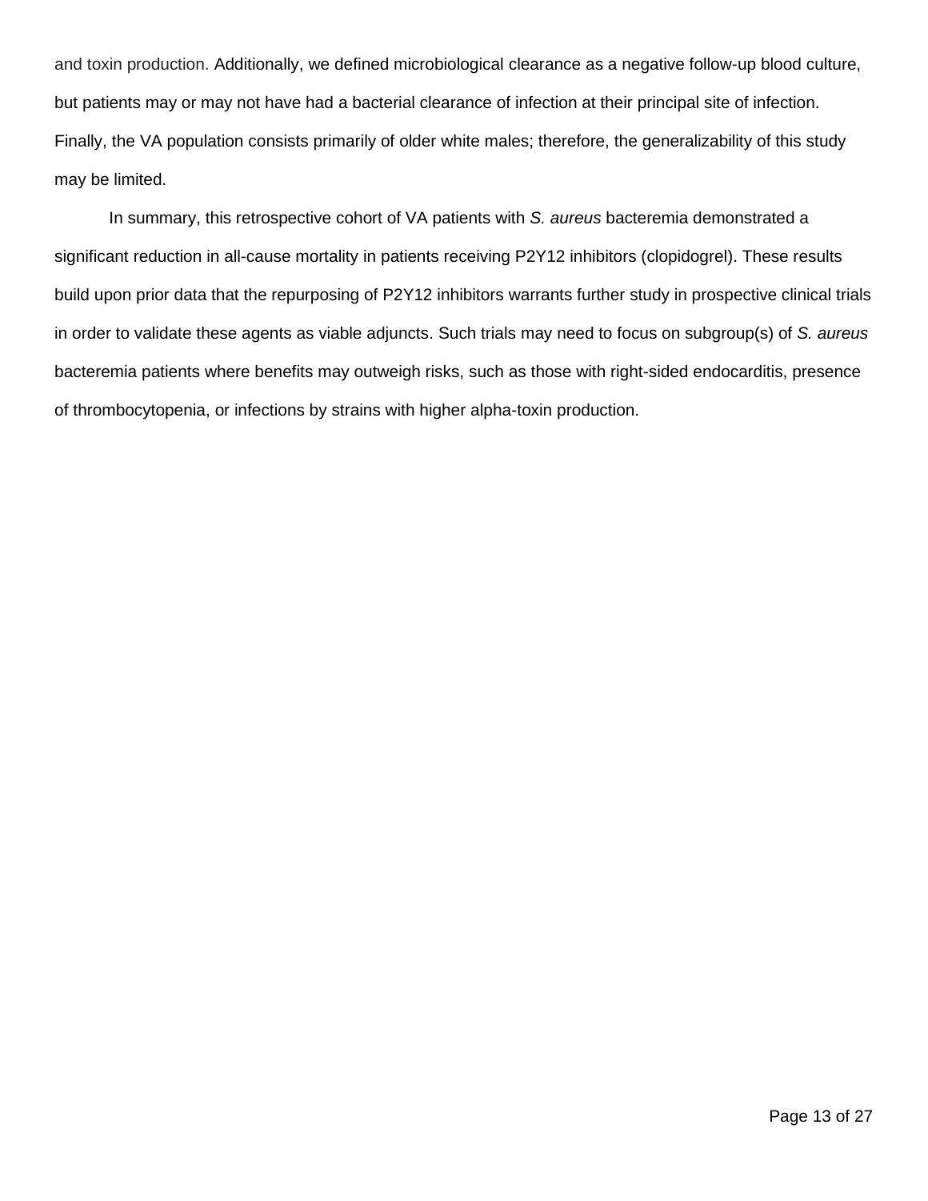and toxin production. Additionally, we defined microbiological clearance as a negative follow-up blood culture, but patients may or may not have had a bacterial clearance of infection at their principal site of infection. Finally, the VA population consists primarily of older white males; therefore, the generalizability of this study may be limited.

In summary, this retrospective cohort of VA patients with *S. aureus* bacteremia demonstrated a significant reduction in all-cause mortality in patients receiving P2Y12 inhibitors (clopidogrel). These results build upon prior data that the repurposing of P2Y12 inhibitors warrants further study in prospective clinical trials in order to validate these agents as viable adjuncts. Such trials may need to focus on subgroup(s) of *S. aureus* bacteremia patients where benefits may outweigh risks, such as those with right-sided endocarditis, presence of thrombocytopenia, or infections by strains with higher alpha-toxin production.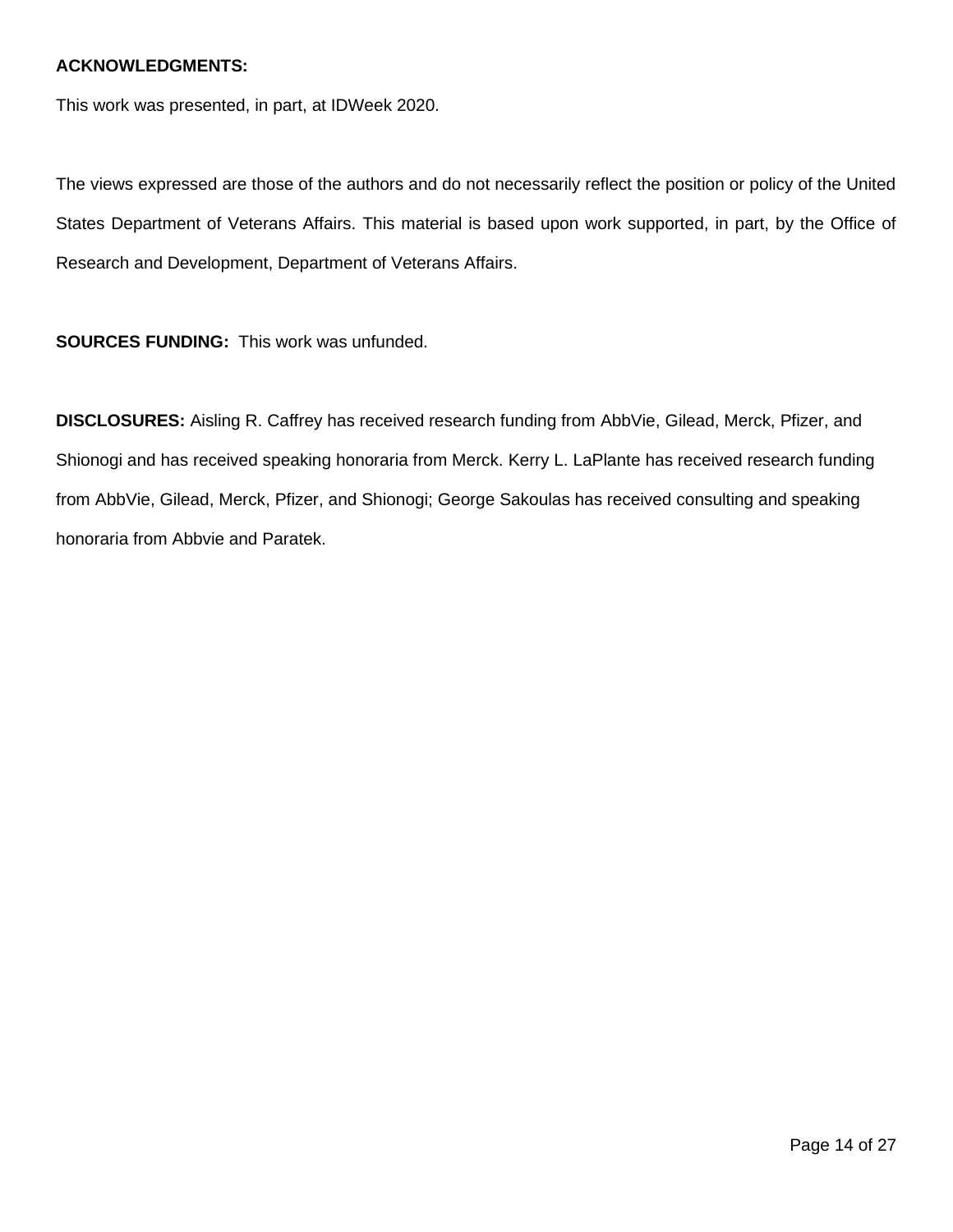**ACKNOWLEDGMENTS:**

This work was presented, in part, at IDWeek 2020.

The views expressed are those of the authors and do not necessarily reflect the position or policy of the United States Department of Veterans Affairs. This material is based upon work supported, in part, by the Office of Research and Development, Department of Veterans Affairs.

**SOURCES FUNDING:** This work was unfunded.

**DISCLOSURES:** Aisling R. Caffrey has received research funding from AbbVie, Gilead, Merck, Pfizer, and Shionogi and has received speaking honoraria from Merck. Kerry L. LaPlante has received research funding from AbbVie, Gilead, Merck, Pfizer, and Shionogi; George Sakoulas has received consulting and speaking honoraria from Abbvie and Paratek.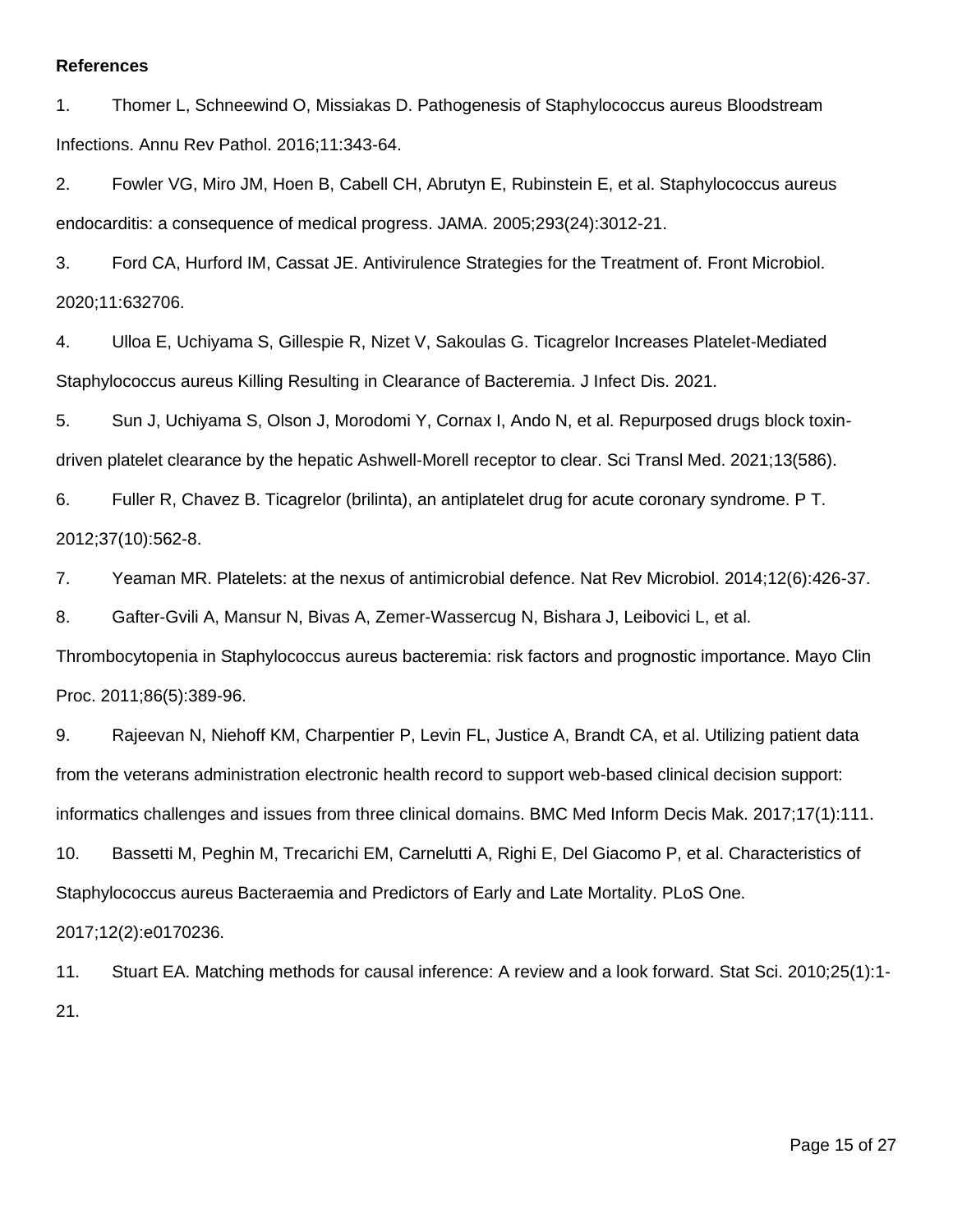**References**

1. Thomer L, Schneewind O, Missiakas D. Pathogenesis of Staphylococcus aureus Bloodstream Infections. Annu Rev Pathol. 2016;11:343-64.

2. Fowler VG, Miro JM, Hoen B, Cabell CH, Abrutyn E, Rubinstein E, et al. Staphylococcus aureus endocarditis: a consequence of medical progress. JAMA. 2005;293(24):3012-21.

3. Ford CA, Hurford IM, Cassat JE. Antivirulence Strategies for the Treatment of. Front Microbiol. 2020;11:632706.

4. Ulloa E, Uchiyama S, Gillespie R, Nizet V, Sakoulas G. Ticagrelor Increases Platelet-Mediated Staphylococcus aureus Killing Resulting in Clearance of Bacteremia. J Infect Dis. 2021.

5. Sun J, Uchiyama S, Olson J, Morodomi Y, Cornax I, Ando N, et al. Repurposed drugs block toxin-driven platelet clearance by the hepatic Ashwell-Morell receptor to clear. Sci Transl Med. 2021;13(586).

6. Fuller R, Chavez B. Ticagrelor (brilinta), an antiplatelet drug for acute coronary syndrome. P T. 2012;37(10):562-8.

7. Yeaman MR. Platelets: at the nexus of antimicrobial defence. Nat Rev Microbiol. 2014;12(6):426-37.

8. Gafter-Gvili A, Mansur N, Bivas A, Zemer-Wassercug N, Bishara J, Leibovici L, et al. Thrombocytopenia in Staphylococcus aureus bacteremia: risk factors and prognostic importance. Mayo Clin Proc. 2011;86(5):389-96.

9. Rajeevan N, Niehoff KM, Charpentier P, Levin FL, Justice A, Brandt CA, et al. Utilizing patient data from the veterans administration electronic health record to support web-based clinical decision support: informatics challenges and issues from three clinical domains. BMC Med Inform Decis Mak. 2017;17(1):111.

10. Bassetti M, Peghin M, Trecarichi EM, Carnelutti A, Righi E, Del Giacomo P, et al. Characteristics of Staphylococcus aureus Bacteraemia and Predictors of Early and Late Mortality. PLoS One. 2017;12(2):e0170236.

11. Stuart EA. Matching methods for causal inference: A review and a look forward. Stat Sci. 2010;25(1):1-21.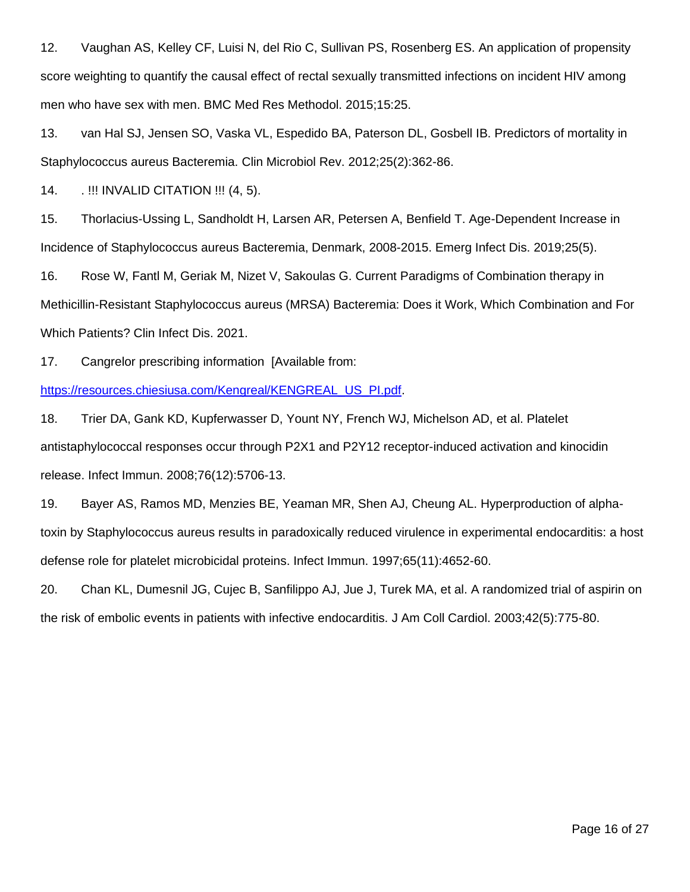12. Vaughan AS, Kelley CF, Luisi N, del Rio C, Sullivan PS, Rosenberg ES. An application of propensity score weighting to quantify the causal effect of rectal sexually transmitted infections on incident HIV among men who have sex with men. BMC Med Res Methodol. 2015;15:25.

13. van Hal SJ, Jensen SO, Vaska VL, Espedido BA, Paterson DL, Gosbell IB. Predictors of mortality in Staphylococcus aureus Bacteremia. Clin Microbiol Rev. 2012;25(2):362-86.

14. . !!! INVALID CITATION !!! (4, 5).

15. Thorlacius-Ussing L, Sandholdt H, Larsen AR, Petersen A, Benfield T. Age-Dependent Increase in Incidence of Staphylococcus aureus Bacteremia, Denmark, 2008-2015. Emerg Infect Dis. 2019;25(5).

16. Rose W, Fantl M, Geriak M, Nizet V, Sakoulas G. Current Paradigms of Combination therapy in Methicillin-Resistant Staphylococcus aureus (MRSA) Bacteremia: Does it Work, Which Combination and For Which Patients? Clin Infect Dis. 2021.

17. Cangrelor prescribing information [Available from: https://resources.chiesiusa.com/Kengreal/KENGREAL_US_PI.pdf.

18. Trier DA, Gank KD, Kupferwasser D, Yount NY, French WJ, Michelson AD, et al. Platelet antistaphylococcal responses occur through P2X1 and P2Y12 receptor-induced activation and kinocidin release. Infect Immun. 2008;76(12):5706-13.

19. Bayer AS, Ramos MD, Menzies BE, Yeaman MR, Shen AJ, Cheung AL. Hyperproduction of alpha-toxin by Staphylococcus aureus results in paradoxically reduced virulence in experimental endocarditis: a host defense role for platelet microbicidal proteins. Infect Immun. 1997;65(11):4652-60.

20. Chan KL, Dumesnil JG, Cujec B, Sanfilippo AJ, Jue J, Turek MA, et al. A randomized trial of aspirin on the risk of embolic events in patients with infective endocarditis. J Am Coll Cardiol. 2003;42(5):775-80.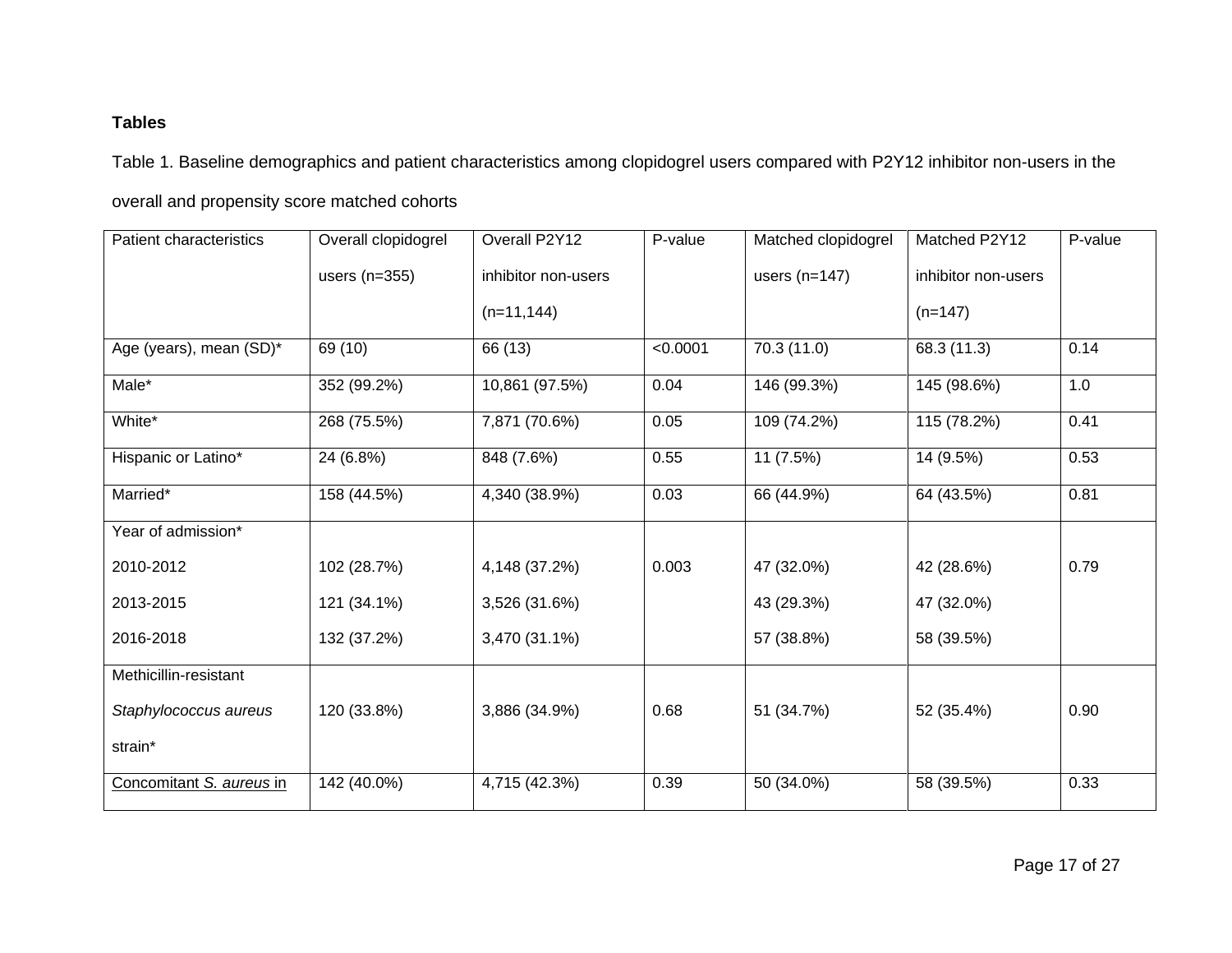**Tables**

Table 1. Baseline demographics and patient characteristics among clopidogrel users compared with P2Y12 inhibitor non-users in the overall and propensity score matched cohorts

| Patient characteristics | Overall clopidogrel users (n=355) | Overall P2Y12 inhibitor non-users (n=11,144) | P-value | Matched clopidogrel users (n=147) | Matched P2Y12 inhibitor non-users (n=147) | P-value |
|---|---|---|---|---|---|---|
| Age (years), mean (SD)* | 69 (10) | 66 (13) | <0.0001 | 70.3 (11.0) | 68.3 (11.3) | 0.14 |
| Male* | 352 (99.2%) | 10,861 (97.5%) | 0.04 | 146 (99.3%) | 145 (98.6%) | 1.0 |
| White* | 268 (75.5%) | 7,871 (70.6%) | 0.05 | 109 (74.2%) | 115 (78.2%) | 0.41 |
| Hispanic or Latino* | 24 (6.8%) | 848 (7.6%) | 0.55 | 11 (7.5%) | 14 (9.5%) | 0.53 |
| Married* | 158 (44.5%) | 4,340 (38.9%) | 0.03 | 66 (44.9%) | 64 (43.5%) | 0.81 |
| Year of admission* | | | | | | |
| 2010-2012 | 102 (28.7%) | 4,148 (37.2%) | 0.003 | 47 (32.0%) | 42 (28.6%) | 0.79 |
| 2013-2015 | 121 (34.1%) | 3,526 (31.6%) | | 43 (29.3%) | 47 (32.0%) | |
| 2016-2018 | 132 (37.2%) | 3,470 (31.1%) | | 57 (38.8%) | 58 (39.5%) | |
| Methicillin-resistant *Staphylococcus aureus* strain* | 120 (33.8%) | 3,886 (34.9%) | 0.68 | 51 (34.7%) | 52 (35.4%) | 0.90 |
| Concomitant *S. aureus* in | 142 (40.0%) | 4,715 (42.3%) | 0.39 | 50 (34.0%) | 58 (39.5%) | 0.33 |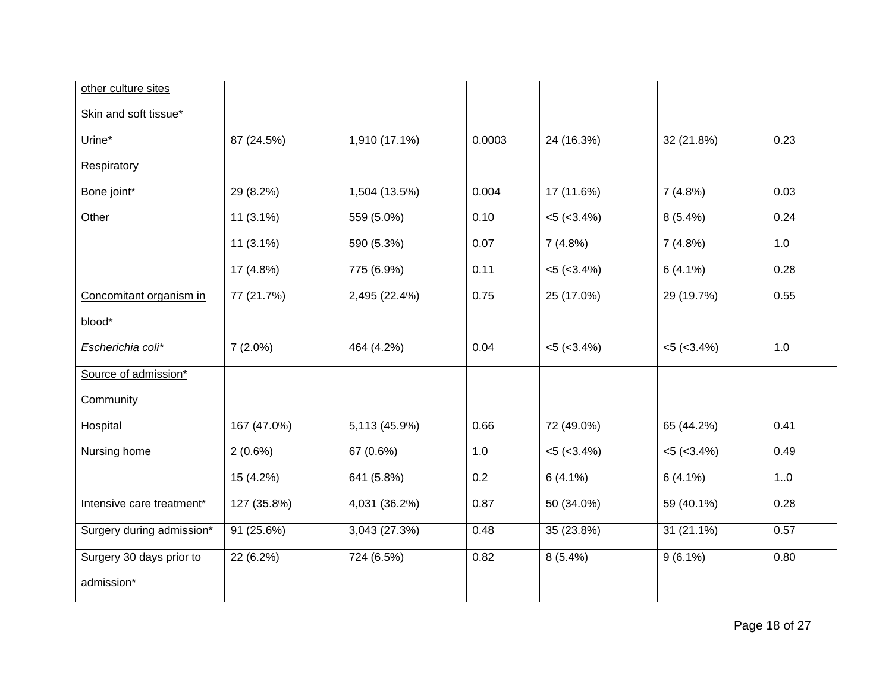| | | | | | | |
|---|---|---|---|---|---|---|
| other culture sites | | | | | | |
| Skin and soft tissue* | 87 (24.5%) | 1,910 (17.1%) | 0.0003 | 24 (16.3%) | 32 (21.8%) | 0.23 |
| Urine* | 29 (8.2%) | 1,504 (13.5%) | 0.004 | 17 (11.6%) | 7 (4.8%) | 0.03 |
| Respiratory | 11 (3.1%) | 559 (5.0%) | 0.10 | <5 (<3.4%) | 8 (5.4%) | 0.24 |
| Bone joint* | 11 (3.1%) | 590 (5.3%) | 0.07 | 7 (4.8%) | 7 (4.8%) | 1.0 |
| Other | 17 (4.8%) | 775 (6.9%) | 0.11 | <5 (<3.4%) | 6 (4.1%) | 0.28 |
| Concomitant organism in blood* | 77 (21.7%) | 2,495 (22.4%) | 0.75 | 25 (17.0%) | 29 (19.7%) | 0.55 |
| *Escherichia coli** | 7 (2.0%) | 464 (4.2%) | 0.04 | <5 (<3.4%) | <5 (<3.4%) | 1.0 |
| Source of admission* | | | | | | |
| Community | 167 (47.0%) | 5,113 (45.9%) | 0.66 | 72 (49.0%) | 65 (44.2%) | 0.41 |
| Hospital | 2 (0.6%) | 67 (0.6%) | 1.0 | <5 (<3.4%) | <5 (<3.4%) | 0.49 |
| Nursing home | 15 (4.2%) | 641 (5.8%) | 0.2 | 6 (4.1%) | 6 (4.1%) | 1..0 |
| Intensive care treatment* | 127 (35.8%) | 4,031 (36.2%) | 0.87 | 50 (34.0%) | 59 (40.1%) | 0.28 |
| Surgery during admission* | 91 (25.6%) | 3,043 (27.3%) | 0.48 | 35 (23.8%) | 31 (21.1%) | 0.57 |
| Surgery 30 days prior to admission* | 22 (6.2%) | 724 (6.5%) | 0.82 | 8 (5.4%) | 9 (6.1%) | 0.80 |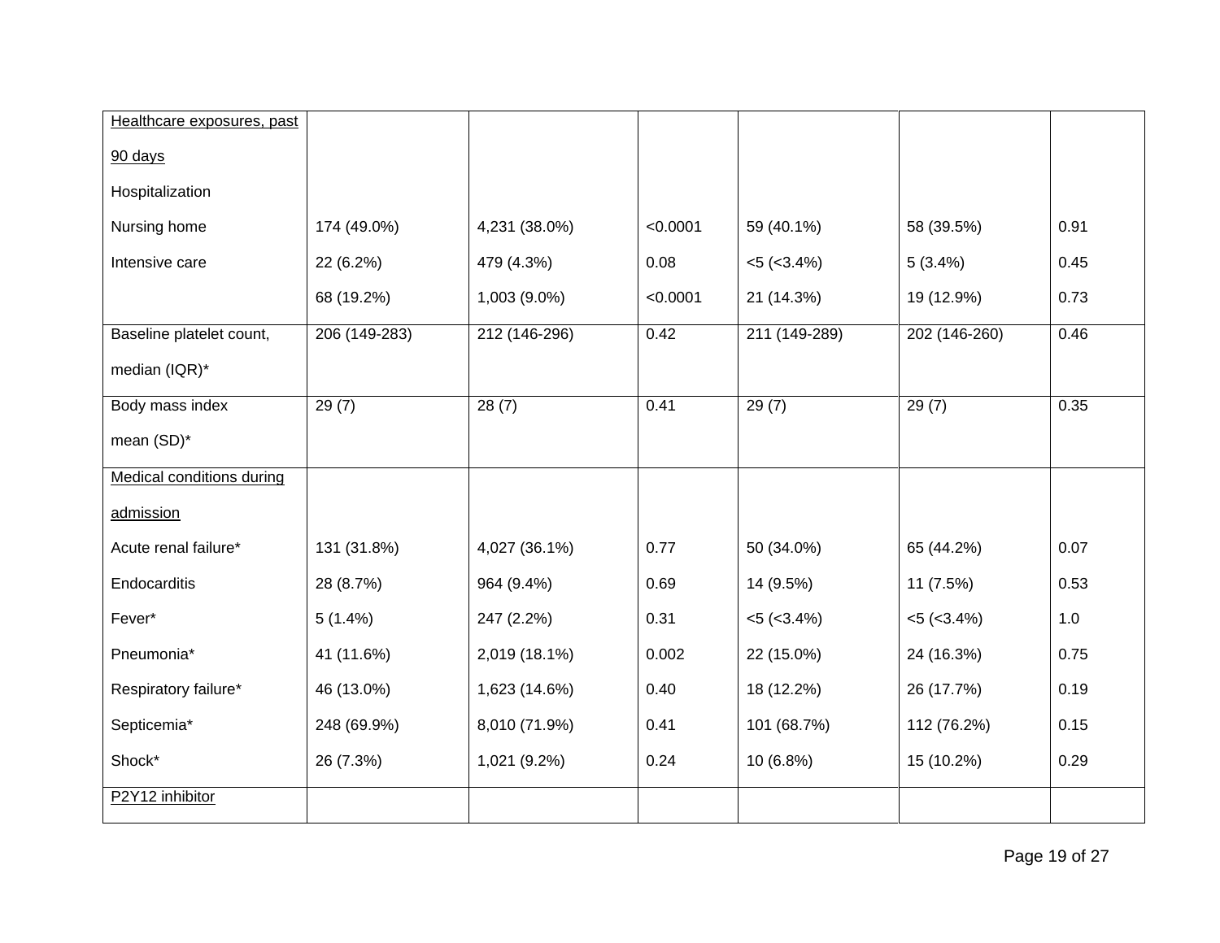| Healthcare exposures, past 90 days | | | | | | |
|---|---|---|---|---|---|---|
| Hospitalization | | | | | | |
| Nursing home | 174 (49.0%) | 4,231 (38.0%) | <0.0001 | 59 (40.1%) | 58 (39.5%) | 0.91 |
| Intensive care | 22 (6.2%) | 479 (4.3%) | 0.08 | <5 (<3.4%) | 5 (3.4%) | 0.45 |
| | 68 (19.2%) | 1,003 (9.0%) | <0.0001 | 21 (14.3%) | 19 (12.9%) | 0.73 |
| Baseline platelet count, median (IQR)* | 206 (149-283) | 212 (146-296) | 0.42 | 211 (149-289) | 202 (146-260) | 0.46 |
| Body mass index mean (SD)* | 29 (7) | 28 (7) | 0.41 | 29 (7) | 29 (7) | 0.35 |
| Medical conditions during admission | | | | | | |
| Acute renal failure* | 131 (31.8%) | 4,027 (36.1%) | 0.77 | 50 (34.0%) | 65 (44.2%) | 0.07 |
| Endocarditis | 28 (8.7%) | 964 (9.4%) | 0.69 | 14 (9.5%) | 11 (7.5%) | 0.53 |
| Fever* | 5 (1.4%) | 247 (2.2%) | 0.31 | <5 (<3.4%) | <5 (<3.4%) | 1.0 |
| Pneumonia* | 41 (11.6%) | 2,019 (18.1%) | 0.002 | 22 (15.0%) | 24 (16.3%) | 0.75 |
| Respiratory failure* | 46 (13.0%) | 1,623 (14.6%) | 0.40 | 18 (12.2%) | 26 (17.7%) | 0.19 |
| Septicemia* | 248 (69.9%) | 8,010 (71.9%) | 0.41 | 101 (68.7%) | 112 (76.2%) | 0.15 |
| Shock* | 26 (7.3%) | 1,021 (9.2%) | 0.24 | 10 (6.8%) | 15 (10.2%) | 0.29 |
| P2Y12 inhibitor | | | | | | |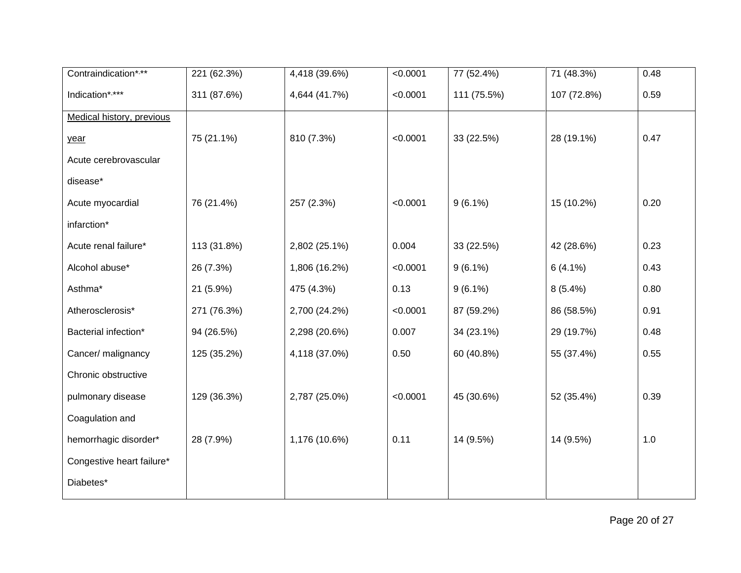| | | | | | | |
|---|---|---|---|---|---|---|
| Contraindication*,** | 221 (62.3%) | 4,418 (39.6%) | <0.0001 | 77 (52.4%) | 71 (48.3%) | 0.48 |
| Indication*,*** | 311 (87.6%) | 4,644 (41.7%) | <0.0001 | 111 (75.5%) | 107 (72.8%) | 0.59 |
| <u>Medical history, previous year</u> | | | | | | |
| Acute cerebrovascular disease* | 75 (21.1%) | 810 (7.3%) | <0.0001 | 33 (22.5%) | 28 (19.1%) | 0.47 |
| Acute myocardial infarction* | 76 (21.4%) | 257 (2.3%) | <0.0001 | 9 (6.1%) | 15 (10.2%) | 0.20 |
| Acute renal failure* | 113 (31.8%) | 2,802 (25.1%) | 0.004 | 33 (22.5%) | 42 (28.6%) | 0.23 |
| Alcohol abuse* | 26 (7.3%) | 1,806 (16.2%) | <0.0001 | 9 (6.1%) | 6 (4.1%) | 0.43 |
| Asthma* | 21 (5.9%) | 475 (4.3%) | 0.13 | 9 (6.1%) | 8 (5.4%) | 0.80 |
| Atherosclerosis* | 271 (76.3%) | 2,700 (24.2%) | <0.0001 | 87 (59.2%) | 86 (58.5%) | 0.91 |
| Bacterial infection* | 94 (26.5%) | 2,298 (20.6%) | 0.007 | 34 (23.1%) | 29 (19.7%) | 0.48 |
| Cancer/ malignancy | 125 (35.2%) | 4,118 (37.0%) | 0.50 | 60 (40.8%) | 55 (37.4%) | 0.55 |
| Chronic obstructive pulmonary disease | 129 (36.3%) | 2,787 (25.0%) | <0.0001 | 45 (30.6%) | 52 (35.4%) | 0.39 |
| Coagulation and hemorrhagic disorder* | 28 (7.9%) | 1,176 (10.6%) | 0.11 | 14 (9.5%) | 14 (9.5%) | 1.0 |
| Congestive heart failure* | | | | | | |
| Diabetes* | | | | | | |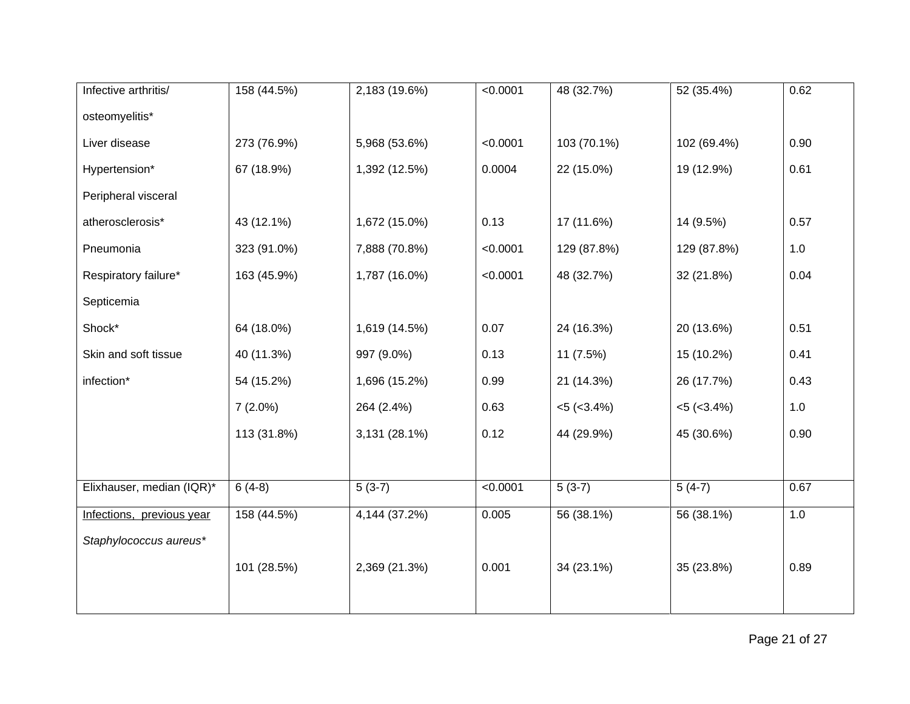| | | | | | | |
|---|---|---|---|---|---|---|
| Infective arthritis/ | 158 (44.5%) | 2,183 (19.6%) | <0.0001 | 48 (32.7%) | 52 (35.4%) | 0.62 |
| osteomyelitis* | | | | | | |
| Liver disease | 273 (76.9%) | 5,968 (53.6%) | <0.0001 | 103 (70.1%) | 102 (69.4%) | 0.90 |
| Hypertension* | 67 (18.9%) | 1,392 (12.5%) | 0.0004 | 22 (15.0%) | 19 (12.9%) | 0.61 |
| Peripheral visceral | | | | | | |
| atherosclerosis* | 43 (12.1%) | 1,672 (15.0%) | 0.13 | 17 (11.6%) | 14 (9.5%) | 0.57 |
| Pneumonia | 323 (91.0%) | 7,888 (70.8%) | <0.0001 | 129 (87.8%) | 129 (87.8%) | 1.0 |
| Respiratory failure* | 163 (45.9%) | 1,787 (16.0%) | <0.0001 | 48 (32.7%) | 32 (21.8%) | 0.04 |
| Septicemia | | | | | | |
| Shock* | 64 (18.0%) | 1,619 (14.5%) | 0.07 | 24 (16.3%) | 20 (13.6%) | 0.51 |
| Skin and soft tissue | 40 (11.3%) | 997 (9.0%) | 0.13 | 11 (7.5%) | 15 (10.2%) | 0.41 |
| infection* | 54 (15.2%) | 1,696 (15.2%) | 0.99 | 21 (14.3%) | 26 (17.7%) | 0.43 |
| | 7 (2.0%) | 264 (2.4%) | 0.63 | <5 (<3.4%) | <5 (<3.4%) | 1.0 |
| | 113 (31.8%) | 3,131 (28.1%) | 0.12 | 44 (29.9%) | 45 (30.6%) | 0.90 |
| Elixhauser, median (IQR)* | 6 (4-8) | 5 (3-7) | <0.0001 | 5 (3-7) | 5 (4-7) | 0.67 |
| Infections, previous year | 158 (44.5%) | 4,144 (37.2%) | 0.005 | 56 (38.1%) | 56 (38.1%) | 1.0 |
| *Staphylococcus aureus** | | | | | | |
| | 101 (28.5%) | 2,369 (21.3%) | 0.001 | 34 (23.1%) | 35 (23.8%) | 0.89 |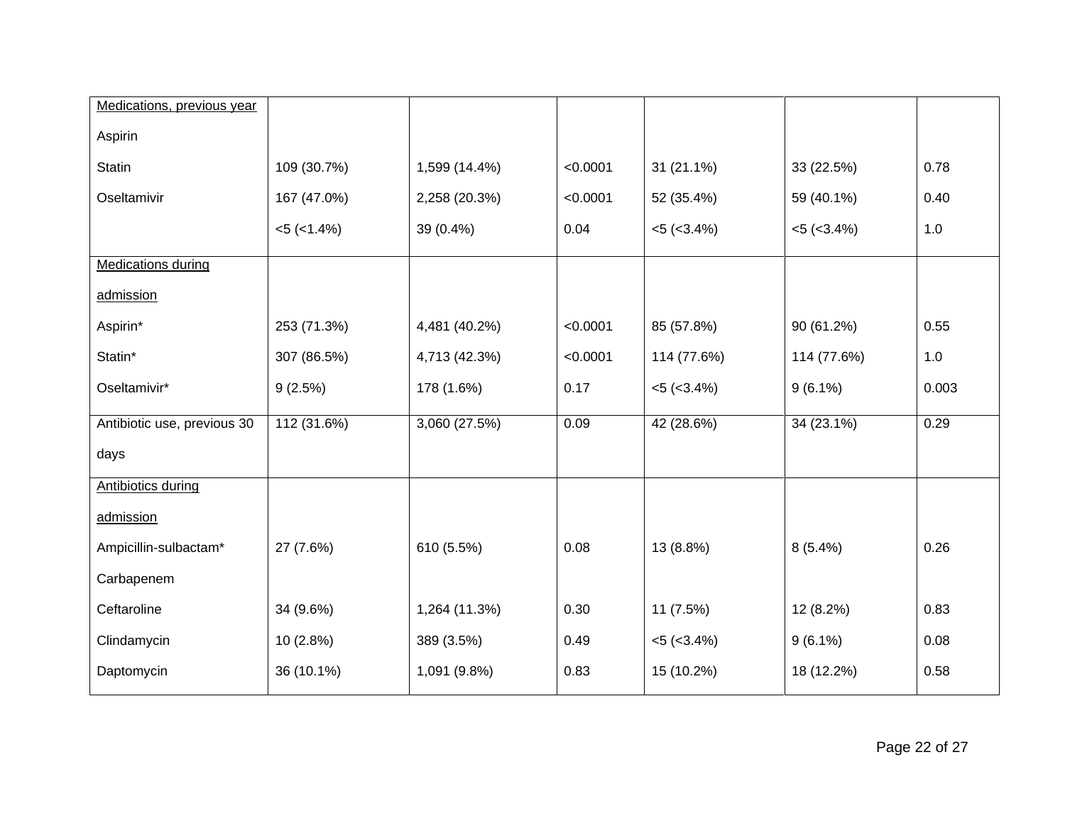| Medications, previous year | | | | | | |
|---|---|---|---|---|---|---|
| Aspirin | | | | | | |
| Statin | 109 (30.7%) | 1,599 (14.4%) | <0.0001 | 31 (21.1%) | 33 (22.5%) | 0.78 |
| Oseltamivir | 167 (47.0%) | 2,258 (20.3%) | <0.0001 | 52 (35.4%) | 59 (40.1%) | 0.40 |
| | <5 (<1.4%) | 39 (0.4%) | 0.04 | <5 (<3.4%) | <5 (<3.4%) | 1.0 |
| Medications during admission | | | | | | |
| Aspirin* | 253 (71.3%) | 4,481 (40.2%) | <0.0001 | 85 (57.8%) | 90 (61.2%) | 0.55 |
| Statin* | 307 (86.5%) | 4,713 (42.3%) | <0.0001 | 114 (77.6%) | 114 (77.6%) | 1.0 |
| Oseltamivir* | 9 (2.5%) | 178 (1.6%) | 0.17 | <5 (<3.4%) | 9 (6.1%) | 0.003 |
| Antibiotic use, previous 30 days | 112 (31.6%) | 3,060 (27.5%) | 0.09 | 42 (28.6%) | 34 (23.1%) | 0.29 |
| Antibiotics during admission | | | | | | |
| Ampicillin-sulbactam* | 27 (7.6%) | 610 (5.5%) | 0.08 | 13 (8.8%) | 8 (5.4%) | 0.26 |
| Carbapenem | | | | | | |
| Ceftaroline | 34 (9.6%) | 1,264 (11.3%) | 0.30 | 11 (7.5%) | 12 (8.2%) | 0.83 |
| Clindamycin | 10 (2.8%) | 389 (3.5%) | 0.49 | <5 (<3.4%) | 9 (6.1%) | 0.08 |
| Daptomycin | 36 (10.1%) | 1,091 (9.8%) | 0.83 | 15 (10.2%) | 18 (12.2%) | 0.58 |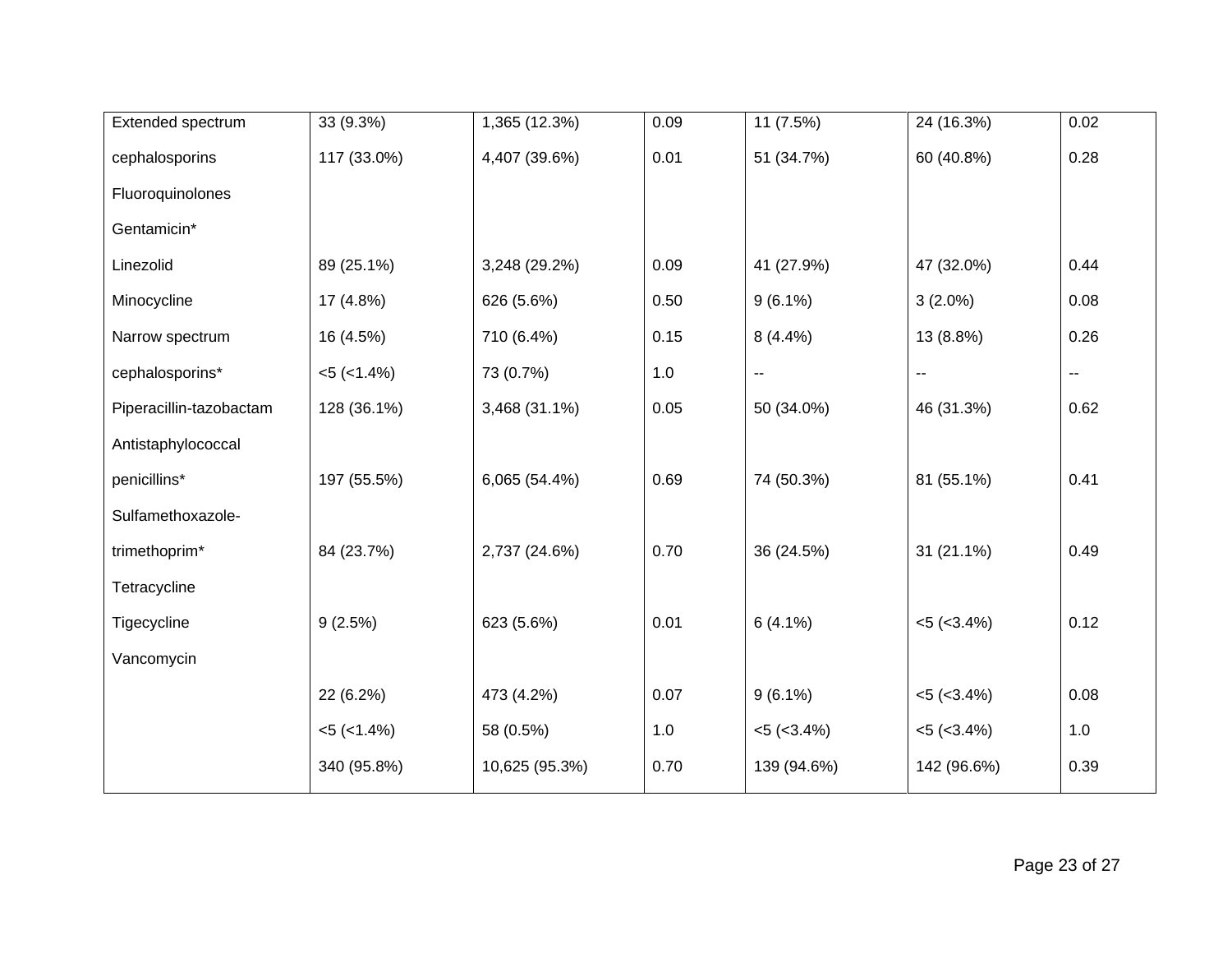| | | | | | | |
|---|---|---|---|---|---|---|
| Extended spectrum | 33 (9.3%) | 1,365 (12.3%) | 0.09 | 11 (7.5%) | 24 (16.3%) | 0.02 |
| cephalosporins | 117 (33.0%) | 4,407 (39.6%) | 0.01 | 51 (34.7%) | 60 (40.8%) | 0.28 |
| Fluoroquinolones | | | | | | |
| Gentamicin* | | | | | | |
| Linezolid | 89 (25.1%) | 3,248 (29.2%) | 0.09 | 41 (27.9%) | 47 (32.0%) | 0.44 |
| Minocycline | 17 (4.8%) | 626 (5.6%) | 0.50 | 9 (6.1%) | 3 (2.0%) | 0.08 |
| Narrow spectrum | 16 (4.5%) | 710 (6.4%) | 0.15 | 8 (4.4%) | 13 (8.8%) | 0.26 |
| cephalosporins* | <5 (<1.4%) | 73 (0.7%) | 1.0 | -- | -- | -- |
| Piperacillin-tazobactam | 128 (36.1%) | 3,468 (31.1%) | 0.05 | 50 (34.0%) | 46 (31.3%) | 0.62 |
| Antistaphylococcal | | | | | | |
| penicillins* | 197 (55.5%) | 6,065 (54.4%) | 0.69 | 74 (50.3%) | 81 (55.1%) | 0.41 |
| Sulfamethoxazole- | | | | | | |
| trimethoprim* | 84 (23.7%) | 2,737 (24.6%) | 0.70 | 36 (24.5%) | 31 (21.1%) | 0.49 |
| Tetracycline | | | | | | |
| Tigecycline | 9 (2.5%) | 623 (5.6%) | 0.01 | 6 (4.1%) | <5 (<3.4%) | 0.12 |
| Vancomycin | | | | | | |
| | 22 (6.2%) | 473 (4.2%) | 0.07 | 9 (6.1%) | <5 (<3.4%) | 0.08 |
| | <5 (<1.4%) | 58 (0.5%) | 1.0 | <5 (<3.4%) | <5 (<3.4%) | 1.0 |
| | 340 (95.8%) | 10,625 (95.3%) | 0.70 | 139 (94.6%) | 142 (96.6%) | 0.39 |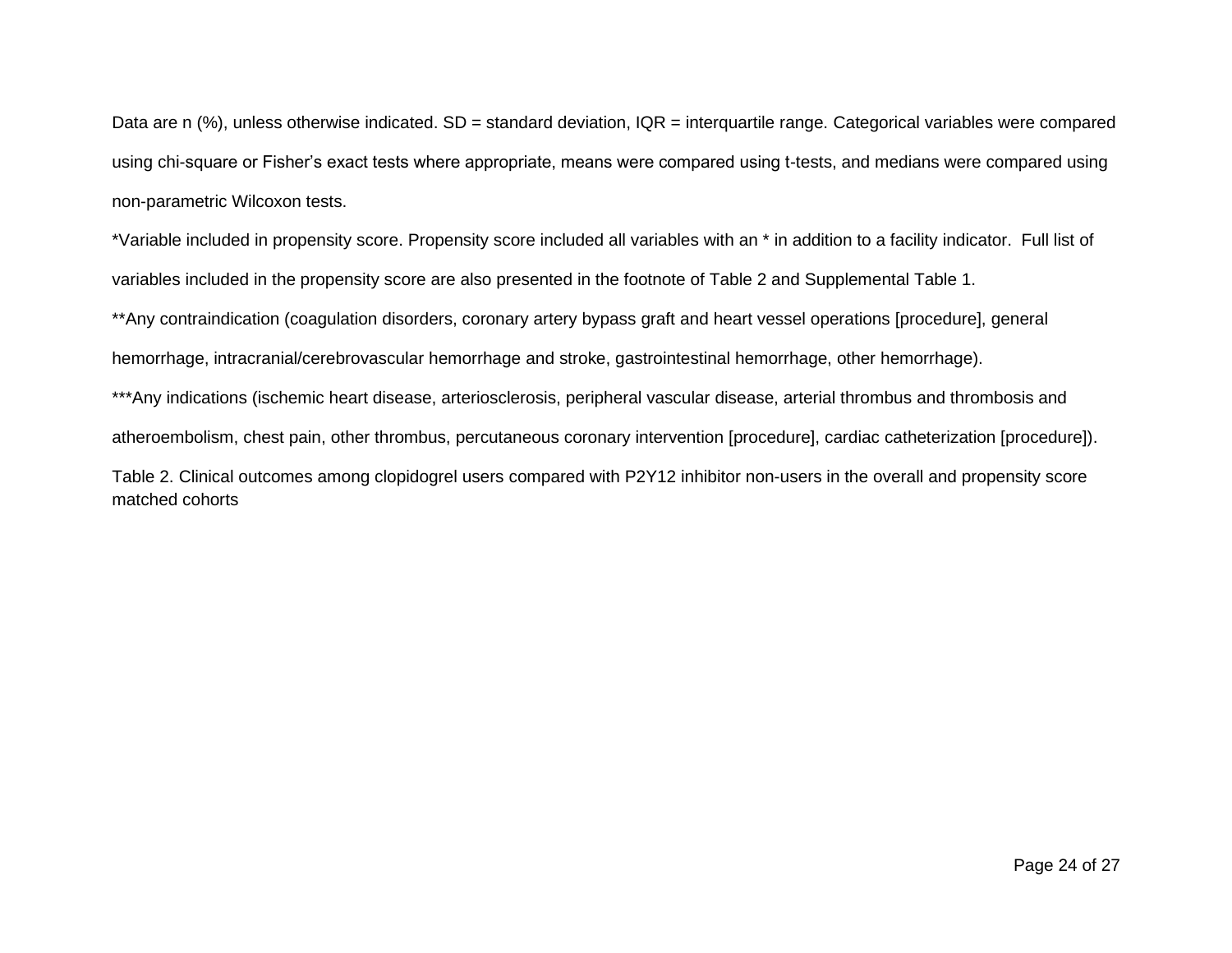Data are n (%), unless otherwise indicated. SD = standard deviation, IQR = interquartile range. Categorical variables were compared using chi-square or Fisher's exact tests where appropriate, means were compared using t-tests, and medians were compared using non-parametric Wilcoxon tests.

*Variable included in propensity score. Propensity score included all variables with an * in addition to a facility indicator. Full list of variables included in the propensity score are also presented in the footnote of Table 2 and Supplemental Table 1.

**Any contraindication (coagulation disorders, coronary artery bypass graft and heart vessel operations [procedure], general hemorrhage, intracranial/cerebrovascular hemorrhage and stroke, gastrointestinal hemorrhage, other hemorrhage).

***Any indications (ischemic heart disease, arteriosclerosis, peripheral vascular disease, arterial thrombus and thrombosis and atheroembolism, chest pain, other thrombus, percutaneous coronary intervention [procedure], cardiac catheterization [procedure]).

Table 2. Clinical outcomes among clopidogrel users compared with P2Y12 inhibitor non-users in the overall and propensity score matched cohorts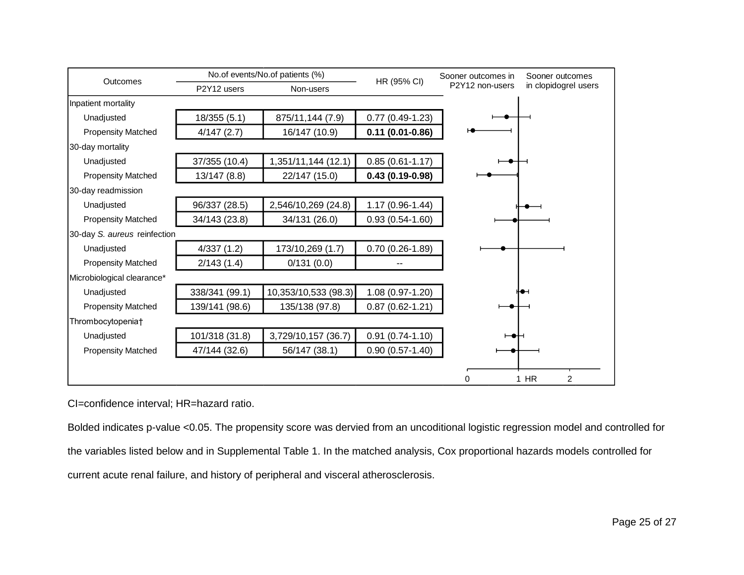| Outcomes | No.of events/No.of patients (%) | | HR (95% CI) |
|---|---|---|---|
| | P2Y12 users | Non-users | |
| Inpatient mortality | | | |
| Unadjusted | 18/355 (5.1) | 875/11,144 (7.9) | 0.77 (0.49-1.23) |
| Propensity Matched | 4/147 (2.7) | 16/147 (10.9) | **0.11 (0.01-0.86)** |
| 30-day mortality | | | |
| Unadjusted | 37/355 (10.4) | 1,351/11,144 (12.1) | 0.85 (0.61-1.17) |
| Propensity Matched | 13/147 (8.8) | 22/147 (15.0) | **0.43 (0.19-0.98)** |
| 30-day readmission | | | |
| Unadjusted | 96/337 (28.5) | 2,546/10,269 (24.8) | 1.17 (0.96-1.44) |
| Propensity Matched | 34/143 (23.8) | 34/131 (26.0) | 0.93 (0.54-1.60) |
| 30-day *S. aureus* reinfection | | | |
| Unadjusted | 4/337 (1.2) | 173/10,269 (1.7) | 0.70 (0.26-1.89) |
| Propensity Matched | 2/143 (1.4) | 0/131 (0.0) | -- |
| Microbiological clearance* | | | |
| Unadjusted | 338/341 (99.1) | 10,353/10,533 (98.3) | 1.08 (0.97-1.20) |
| Propensity Matched | 139/141 (98.6) | 135/138 (97.8) | 0.87 (0.62-1.21) |
| Thrombocytopenia† | | | |
| Unadjusted | 101/318 (31.8) | 3,729/10,157 (36.7) | 0.91 (0.74-1.10) |
| Propensity Matched | 47/144 (32.6) | 56/147 (38.1) | 0.90 (0.57-1.40) |

Sooner outcomes in P2Y12 non-users | Sooner outcomes in clopidogrel users

0 1 HR 2

CI=confidence interval; HR=hazard ratio.

Bolded indicates p-value <0.05. The propensity score was dervied from an uncoditional logistic regression model and controlled for the variables listed below and in Supplemental Table 1. In the matched analysis, Cox proportional hazards models controlled for current acute renal failure, and history of peripheral and visceral atherosclerosis.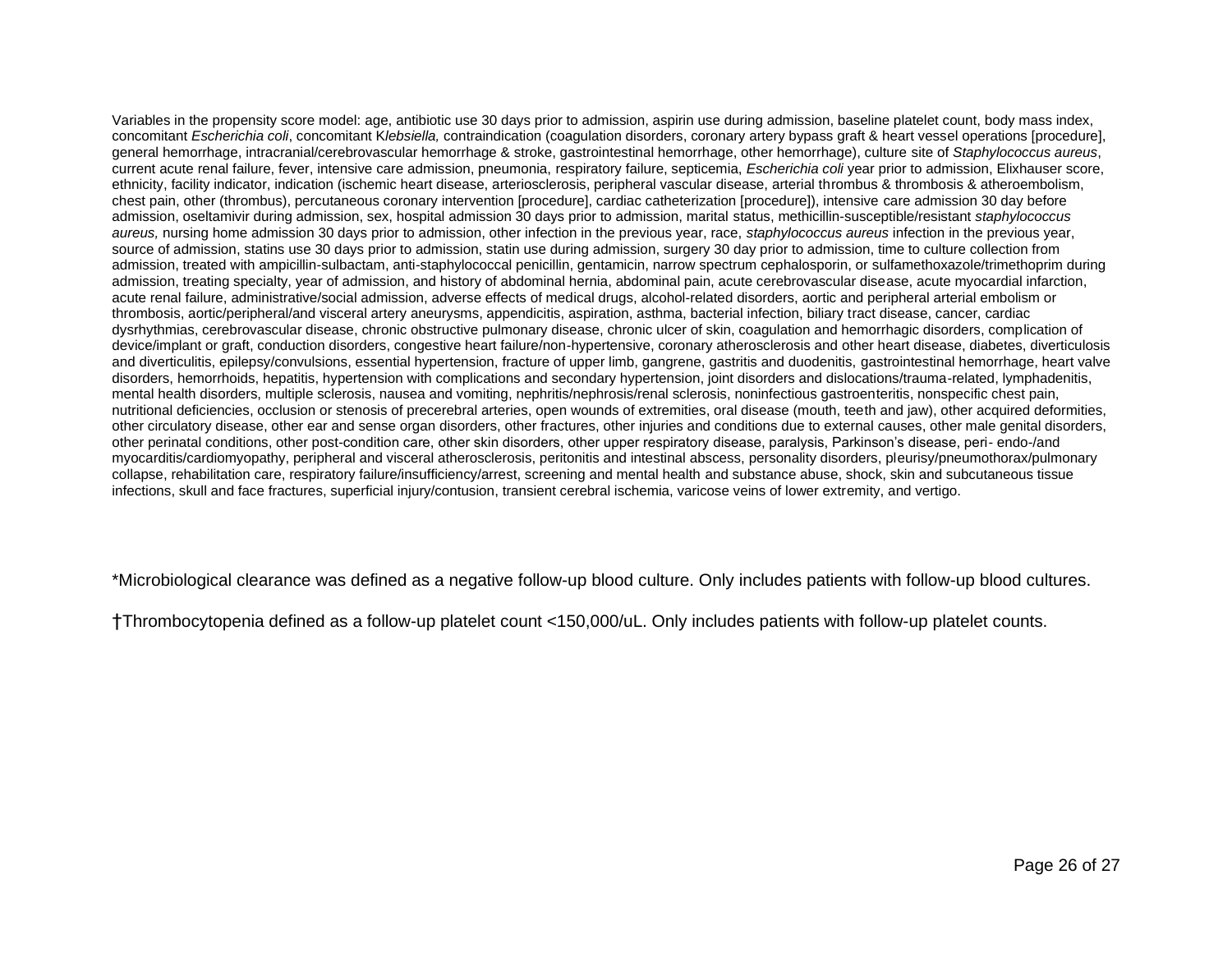Variables in the propensity score model: age, antibiotic use 30 days prior to admission, aspirin use during admission, baseline platelet count, body mass index, concomitant *Escherichia coli*, concomitant K*lebsiella,* contraindication (coagulation disorders, coronary artery bypass graft & heart vessel operations [procedure], general hemorrhage, intracranial/cerebrovascular hemorrhage & stroke, gastrointestinal hemorrhage, other hemorrhage), culture site of *Staphylococcus aureus*, current acute renal failure, fever, intensive care admission, pneumonia, respiratory failure, septicemia, *Escherichia coli* year prior to admission, Elixhauser score, ethnicity, facility indicator, indication (ischemic heart disease, arteriosclerosis, peripheral vascular disease, arterial thrombus & thrombosis & atheroembolism, chest pain, other (thrombus), percutaneous coronary intervention [procedure], cardiac catheterization [procedure]), intensive care admission 30 day before admission, oseltamivir during admission, sex, hospital admission 30 days prior to admission, marital status, methicillin-susceptible/resistant *staphylococcus aureus,* nursing home admission 30 days prior to admission, other infection in the previous year, race, *staphylococcus aureus* infection in the previous year, source of admission, statins use 30 days prior to admission, statin use during admission, surgery 30 day prior to admission, time to culture collection from admission, treated with ampicillin-sulbactam, anti-staphylococcal penicillin, gentamicin, narrow spectrum cephalosporin, or sulfamethoxazole/trimethoprim during admission, treating specialty, year of admission, and history of abdominal hernia, abdominal pain, acute cerebrovascular disease, acute myocardial infarction, acute renal failure, administrative/social admission, adverse effects of medical drugs, alcohol-related disorders, aortic and peripheral arterial embolism or thrombosis, aortic/peripheral/and visceral artery aneurysms, appendicitis, aspiration, asthma, bacterial infection, biliary tract disease, cancer, cardiac dysrhythmias, cerebrovascular disease, chronic obstructive pulmonary disease, chronic ulcer of skin, coagulation and hemorrhagic disorders, complication of device/implant or graft, conduction disorders, congestive heart failure/non-hypertensive, coronary atherosclerosis and other heart disease, diabetes, diverticulosis and diverticulitis, epilepsy/convulsions, essential hypertension, fracture of upper limb, gangrene, gastritis and duodenitis, gastrointestinal hemorrhage, heart valve disorders, hemorrhoids, hepatitis, hypertension with complications and secondary hypertension, joint disorders and dislocations/trauma-related, lymphadenitis, mental health disorders, multiple sclerosis, nausea and vomiting, nephritis/nephrosis/renal sclerosis, noninfectious gastroenteritis, nonspecific chest pain, nutritional deficiencies, occlusion or stenosis of precerebral arteries, open wounds of extremities, oral disease (mouth, teeth and jaw), other acquired deformities, other circulatory disease, other ear and sense organ disorders, other fractures, other injuries and conditions due to external causes, other male genital disorders, other perinatal conditions, other post-condition care, other skin disorders, other upper respiratory disease, paralysis, Parkinson's disease, peri- endo-/and myocarditis/cardiomyopathy, peripheral and visceral atherosclerosis, peritonitis and intestinal abscess, personality disorders, pleurisy/pneumothorax/pulmonary collapse, rehabilitation care, respiratory failure/insufficiency/arrest, screening and mental health and substance abuse, shock, skin and subcutaneous tissue infections, skull and face fractures, superficial injury/contusion, transient cerebral ischemia, varicose veins of lower extremity, and vertigo.

*Microbiological clearance was defined as a negative follow-up blood culture. Only includes patients with follow-up blood cultures.

†Thrombocytopenia defined as a follow-up platelet count <150,000/uL. Only includes patients with follow-up platelet counts.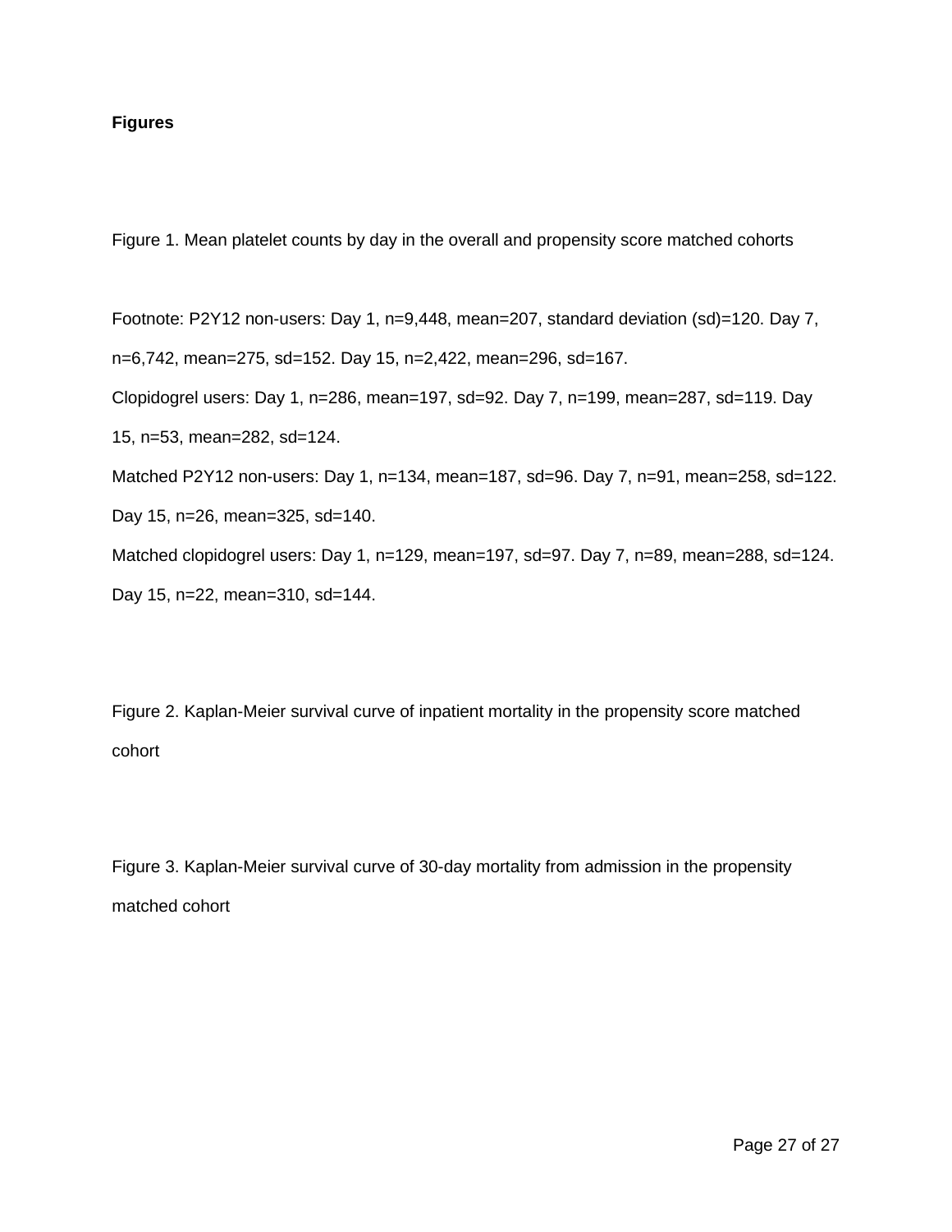**Figures**

Figure 1. Mean platelet counts by day in the overall and propensity score matched cohorts

Footnote: P2Y12 non-users: Day 1, n=9,448, mean=207, standard deviation (sd)=120. Day 7, n=6,742, mean=275, sd=152. Day 15, n=2,422, mean=296, sd=167.
Clopidogrel users: Day 1, n=286, mean=197, sd=92. Day 7, n=199, mean=287, sd=119. Day 15, n=53, mean=282, sd=124.
Matched P2Y12 non-users: Day 1, n=134, mean=187, sd=96. Day 7, n=91, mean=258, sd=122. Day 15, n=26, mean=325, sd=140.
Matched clopidogrel users: Day 1, n=129, mean=197, sd=97. Day 7, n=89, mean=288, sd=124. Day 15, n=22, mean=310, sd=144.

Figure 2. Kaplan-Meier survival curve of inpatient mortality in the propensity score matched cohort

Figure 3. Kaplan-Meier survival curve of 30-day mortality from admission in the propensity matched cohort